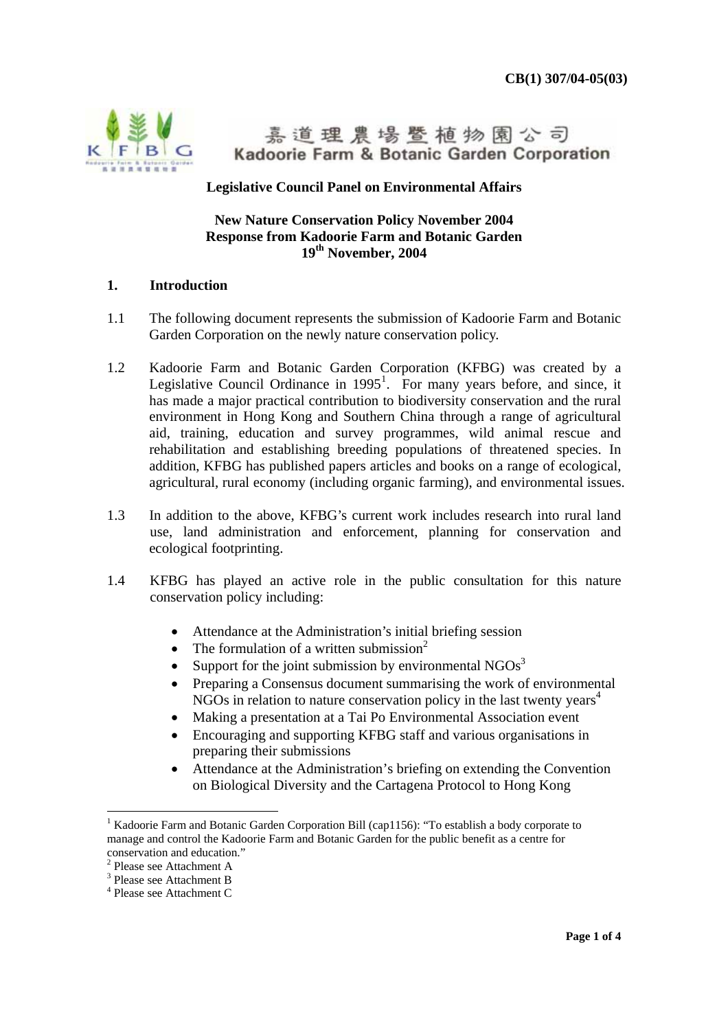CB(1) 307/04-05(03)

嘉道理農場暨植物園公司
Kadoorie Farm & Botanic Garden Corporation

**Legislative Council Panel on Environmental Affairs**

**New Nature Conservation Policy November 2004**
**Response from Kadoorie Farm and Botanic Garden**
**19th November, 2004**

## 1. Introduction

1.1 The following document represents the submission of Kadoorie Farm and Botanic Garden Corporation on the newly nature conservation policy.

1.2 Kadoorie Farm and Botanic Garden Corporation (KFBG) was created by a Legislative Council Ordinance in 1995[1]. For many years before, and since, it has made a major practical contribution to biodiversity conservation and the rural environment in Hong Kong and Southern China through a range of agricultural aid, training, education and survey programmes, wild animal rescue and rehabilitation and establishing breeding populations of threatened species. In addition, KFBG has published papers articles and books on a range of ecological, agricultural, rural economy (including organic farming), and environmental issues.

1.3 In addition to the above, KFBG's current work includes research into rural land use, land administration and enforcement, planning for conservation and ecological footprinting.

1.4 KFBG has played an active role in the public consultation for this nature conservation policy including:

- Attendance at the Administration's initial briefing session
- The formulation of a written submission[2]
- Support for the joint submission by environmental NGOs[3]
- Preparing a Consensus document summarising the work of environmental NGOs in relation to nature conservation policy in the last twenty years[4]
- Making a presentation at a Tai Po Environmental Association event
- Encouraging and supporting KFBG staff and various organisations in preparing their submissions
- Attendance at the Administration's briefing on extending the Convention on Biological Diversity and the Cartagena Protocol to Hong Kong

---

[1] Kadoorie Farm and Botanic Garden Corporation Bill (cap1156): "To establish a body corporate to manage and control the Kadoorie Farm and Botanic Garden for the public benefit as a centre for conservation and education."

[2] Please see Attachment A

[3] Please see Attachment B

[4] Please see Attachment C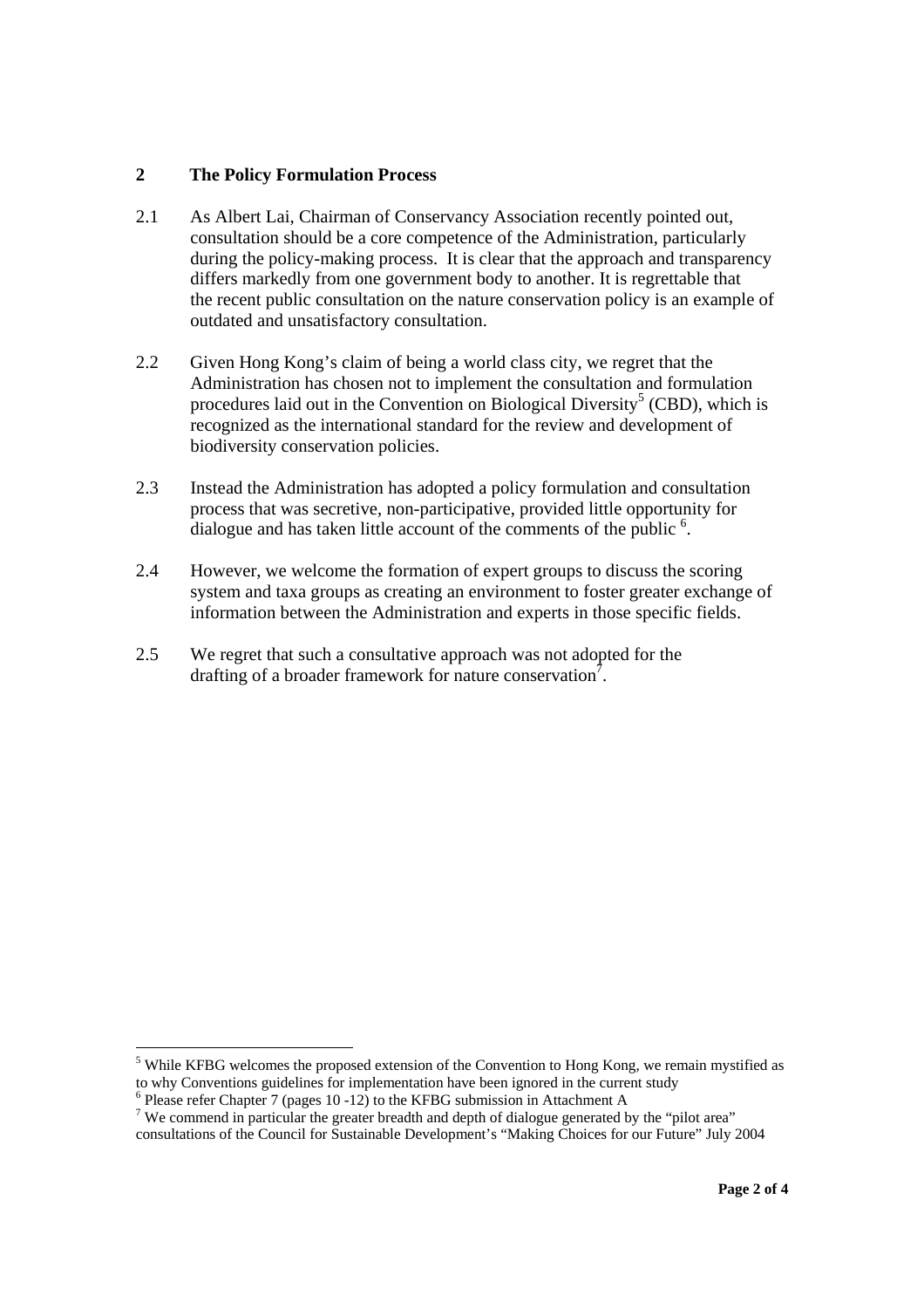## 2 The Policy Formulation Process

2.1 As Albert Lai, Chairman of Conservancy Association recently pointed out, consultation should be a core competence of the Administration, particularly during the policy-making process. It is clear that the approach and transparency differs markedly from one government body to another. It is regrettable that the recent public consultation on the nature conservation policy is an example of outdated and unsatisfactory consultation.

2.2 Given Hong Kong's claim of being a world class city, we regret that the Administration has chosen not to implement the consultation and formulation procedures laid out in the Convention on Biological Diversity[5] (CBD), which is recognized as the international standard for the review and development of biodiversity conservation policies.

2.3 Instead the Administration has adopted a policy formulation and consultation process that was secretive, non-participative, provided little opportunity for dialogue and has taken little account of the comments of the public [6].

2.4 However, we welcome the formation of expert groups to discuss the scoring system and taxa groups as creating an environment to foster greater exchange of information between the Administration and experts in those specific fields.

2.5 We regret that such a consultative approach was not adopted for the drafting of a broader framework for nature conservation[7].

---

[5] While KFBG welcomes the proposed extension of the Convention to Hong Kong, we remain mystified as to why Conventions guidelines for implementation have been ignored in the current study

[6] Please refer Chapter 7 (pages 10 -12) to the KFBG submission in Attachment A

[7] We commend in particular the greater breadth and depth of dialogue generated by the "pilot area" consultations of the Council for Sustainable Development's "Making Choices for our Future" July 2004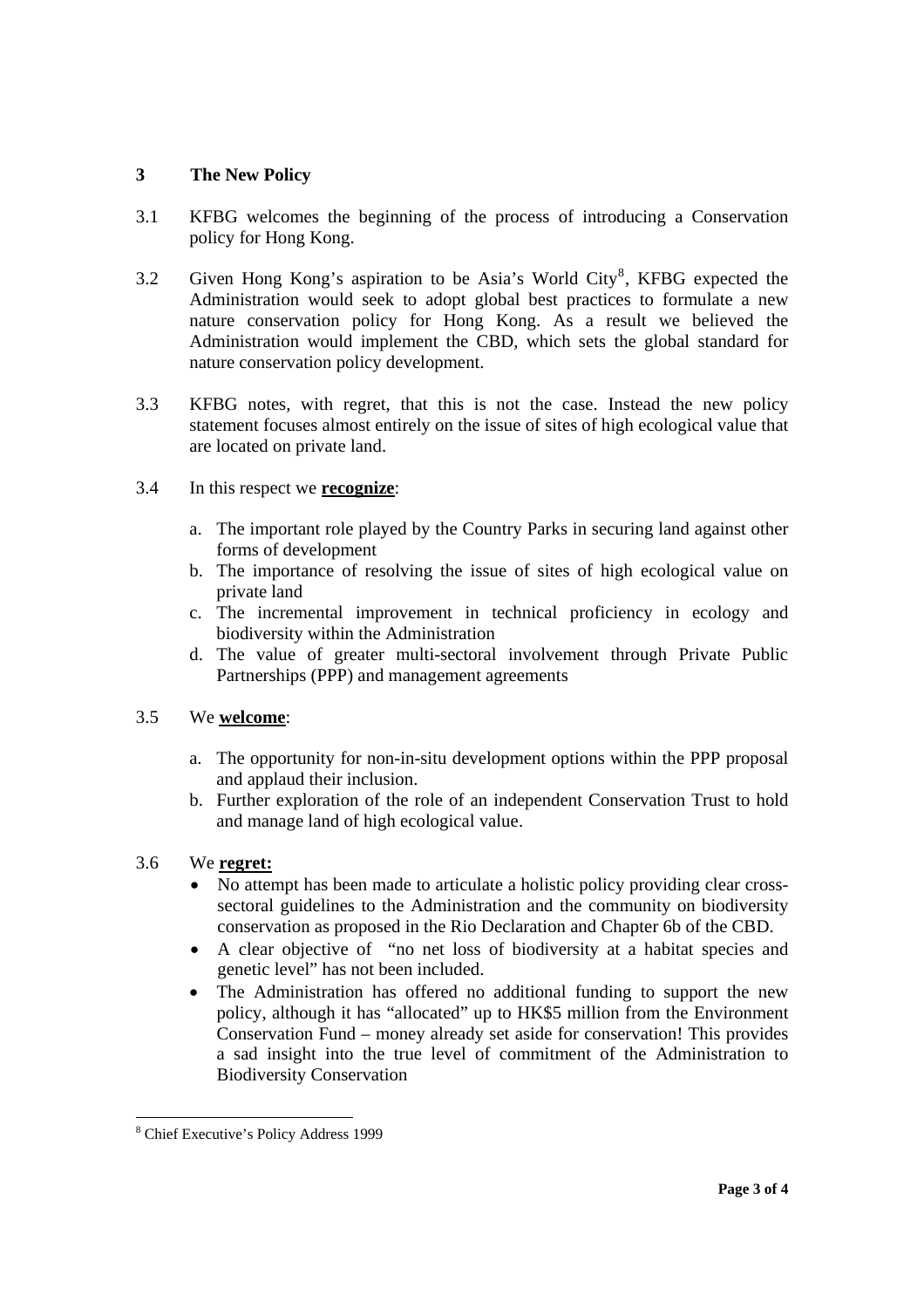## 3 The New Policy

3.1 KFBG welcomes the beginning of the process of introducing a Conservation policy for Hong Kong.

3.2 Given Hong Kong's aspiration to be Asia's World City[8], KFBG expected the Administration would seek to adopt global best practices to formulate a new nature conservation policy for Hong Kong. As a result we believed the Administration would implement the CBD, which sets the global standard for nature conservation policy development.

3.3 KFBG notes, with regret, that this is not the case. Instead the new policy statement focuses almost entirely on the issue of sites of high ecological value that are located on private land.

3.4 In this respect we **recognize**:

a. The important role played by the Country Parks in securing land against other forms of development
b. The importance of resolving the issue of sites of high ecological value on private land
c. The incremental improvement in technical proficiency in ecology and biodiversity within the Administration
d. The value of greater multi-sectoral involvement through Private Public Partnerships (PPP) and management agreements

3.5 We **welcome**:

a. The opportunity for non-in-situ development options within the PPP proposal and applaud their inclusion.
b. Further exploration of the role of an independent Conservation Trust to hold and manage land of high ecological value.

3.6 We **regret:**

- No attempt has been made to articulate a holistic policy providing clear cross-sectoral guidelines to the Administration and the community on biodiversity conservation as proposed in the Rio Declaration and Chapter 6b of the CBD.
- A clear objective of "no net loss of biodiversity at a habitat species and genetic level" has not been included.
- The Administration has offered no additional funding to support the new policy, although it has "allocated" up to HK$5 million from the Environment Conservation Fund – money already set aside for conservation! This provides a sad insight into the true level of commitment of the Administration to Biodiversity Conservation

[8] Chief Executive's Policy Address 1999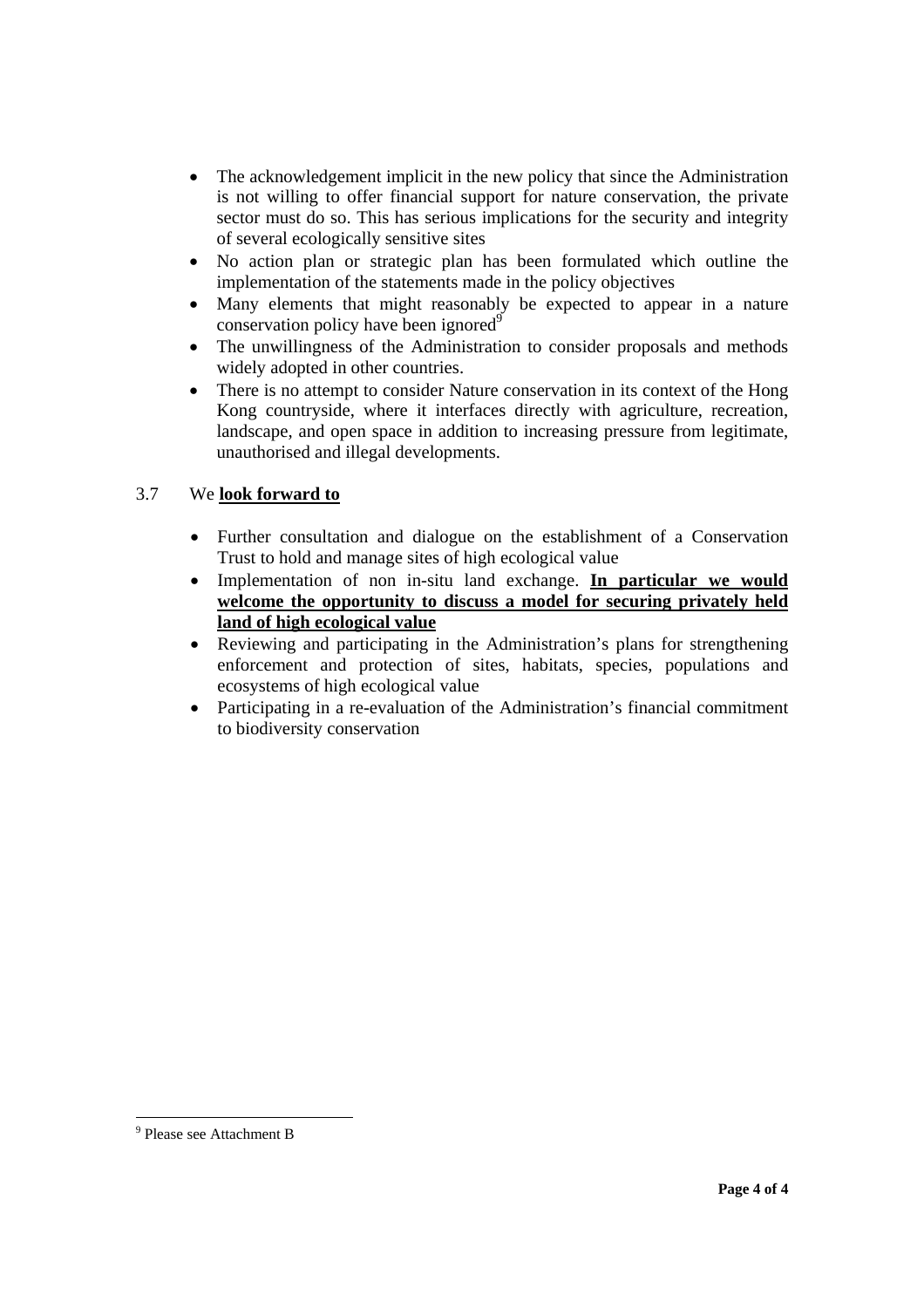- The acknowledgement implicit in the new policy that since the Administration is not willing to offer financial support for nature conservation, the private sector must do so. This has serious implications for the security and integrity of several ecologically sensitive sites
- No action plan or strategic plan has been formulated which outline the implementation of the statements made in the policy objectives
- Many elements that might reasonably be expected to appear in a nature conservation policy have been ignored[9]
- The unwillingness of the Administration to consider proposals and methods widely adopted in other countries.
- There is no attempt to consider Nature conservation in its context of the Hong Kong countryside, where it interfaces directly with agriculture, recreation, landscape, and open space in addition to increasing pressure from legitimate, unauthorised and illegal developments.

3.7 We **<u>look forward to</u>**

- Further consultation and dialogue on the establishment of a Conservation Trust to hold and manage sites of high ecological value
- Implementation of non in-situ land exchange. **<u>In particular we would welcome the opportunity to discuss a model for securing privately held land of high ecological value</u>**
- Reviewing and participating in the Administration's plans for strengthening enforcement and protection of sites, habitats, species, populations and ecosystems of high ecological value
- Participating in a re-evaluation of the Administration's financial commitment to biodiversity conservation

[9] Please see Attachment B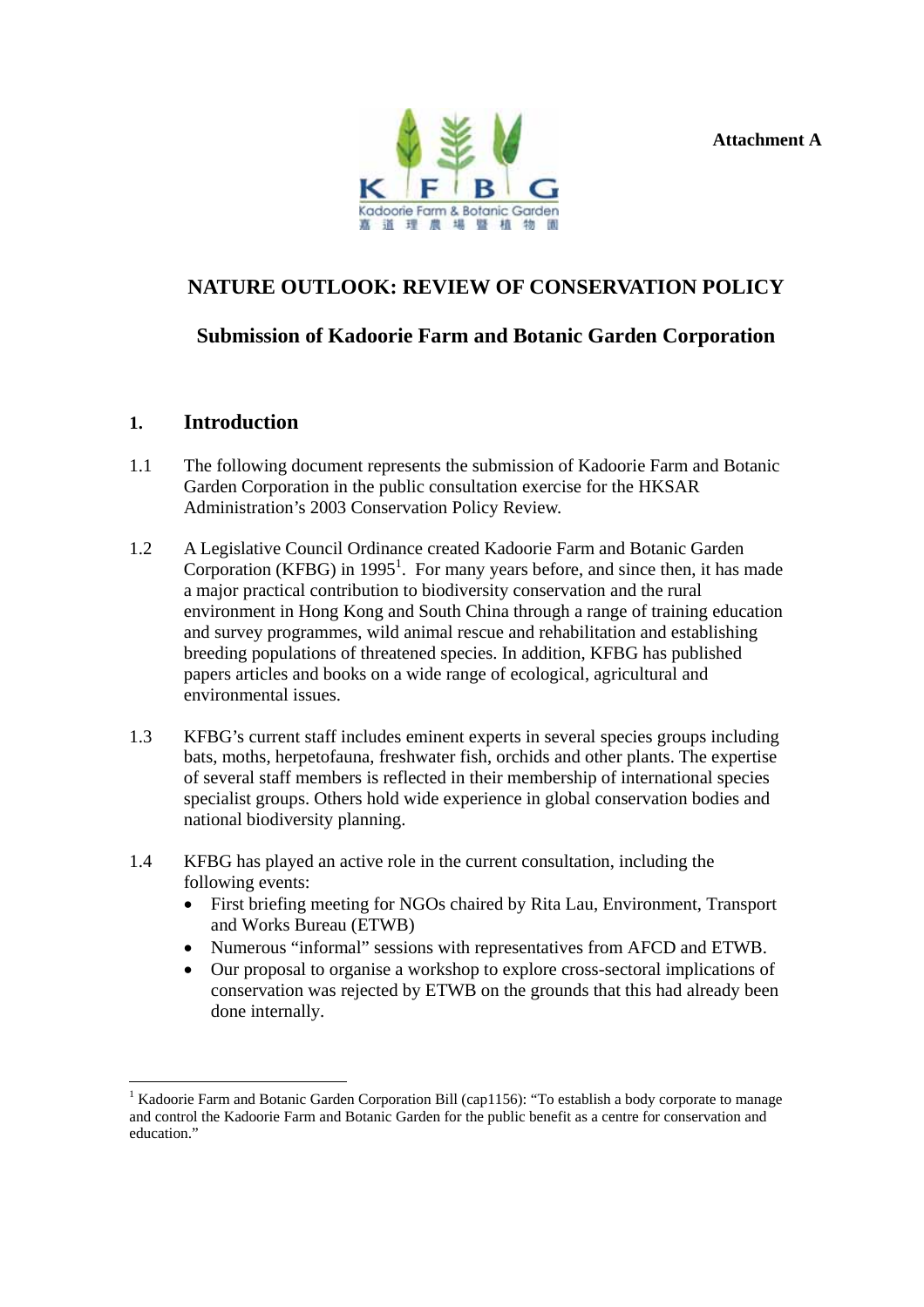**Attachment A**

# NATURE OUTLOOK: REVIEW OF CONSERVATION POLICY

## Submission of Kadoorie Farm and Botanic Garden Corporation

## 1. Introduction

1.1 The following document represents the submission of Kadoorie Farm and Botanic Garden Corporation in the public consultation exercise for the HKSAR Administration's 2003 Conservation Policy Review.

1.2 A Legislative Council Ordinance created Kadoorie Farm and Botanic Garden Corporation (KFBG) in 1995[1]. For many years before, and since then, it has made a major practical contribution to biodiversity conservation and the rural environment in Hong Kong and South China through a range of training education and survey programmes, wild animal rescue and rehabilitation and establishing breeding populations of threatened species. In addition, KFBG has published papers articles and books on a wide range of ecological, agricultural and environmental issues.

1.3 KFBG's current staff includes eminent experts in several species groups including bats, moths, herpetofauna, freshwater fish, orchids and other plants. The expertise of several staff members is reflected in their membership of international species specialist groups. Others hold wide experience in global conservation bodies and national biodiversity planning.

1.4 KFBG has played an active role in the current consultation, including the following events:

- First briefing meeting for NGOs chaired by Rita Lau, Environment, Transport and Works Bureau (ETWB)
- Numerous "informal" sessions with representatives from AFCD and ETWB.
- Our proposal to organise a workshop to explore cross-sectoral implications of conservation was rejected by ETWB on the grounds that this had already been done internally.

[1] Kadoorie Farm and Botanic Garden Corporation Bill (cap1156): "To establish a body corporate to manage and control the Kadoorie Farm and Botanic Garden for the public benefit as a centre for conservation and education."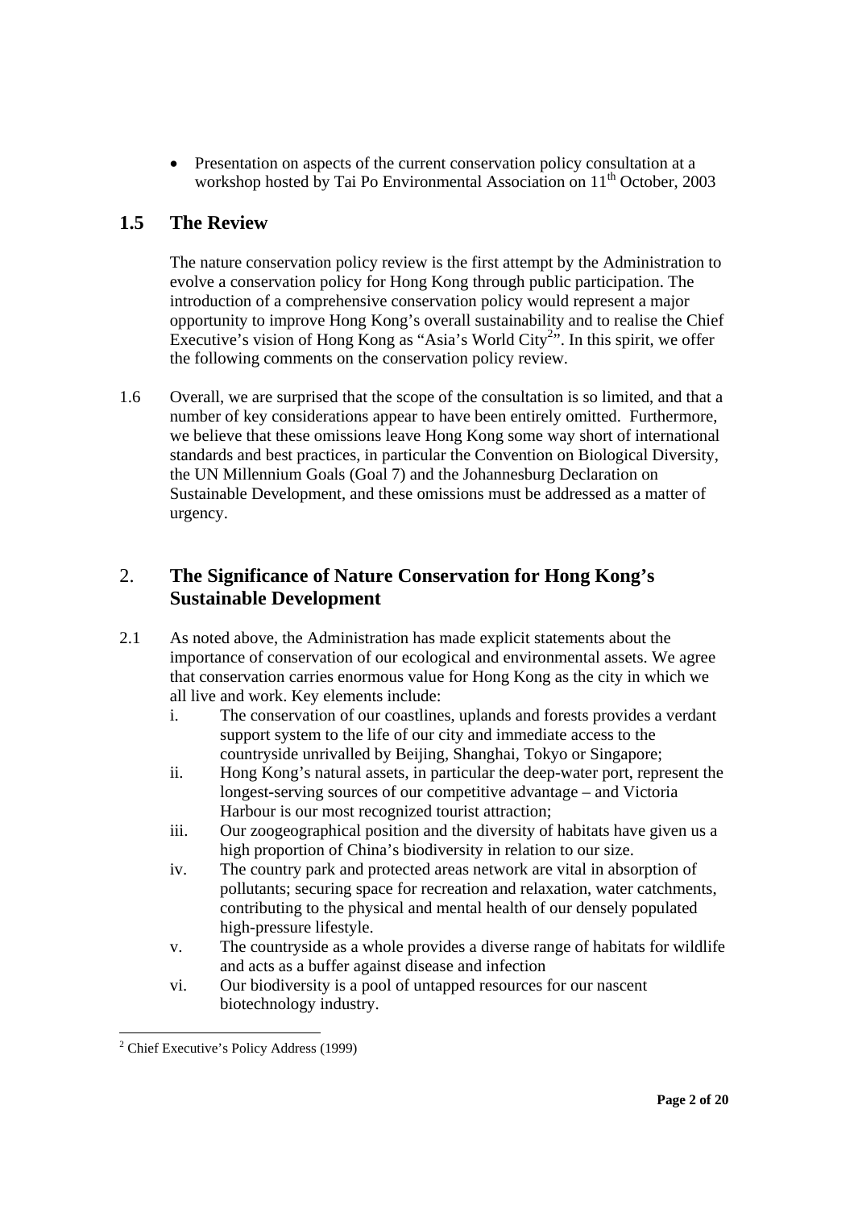- Presentation on aspects of the current conservation policy consultation at a workshop hosted by Tai Po Environmental Association on 11th October, 2003

## 1.5 The Review

The nature conservation policy review is the first attempt by the Administration to evolve a conservation policy for Hong Kong through public participation. The introduction of a comprehensive conservation policy would represent a major opportunity to improve Hong Kong's overall sustainability and to realise the Chief Executive's vision of Hong Kong as "Asia's World City[2]". In this spirit, we offer the following comments on the conservation policy review.

1.6 Overall, we are surprised that the scope of the consultation is so limited, and that a number of key considerations appear to have been entirely omitted. Furthermore, we believe that these omissions leave Hong Kong some way short of international standards and best practices, in particular the Convention on Biological Diversity, the UN Millennium Goals (Goal 7) and the Johannesburg Declaration on Sustainable Development, and these omissions must be addressed as a matter of urgency.

## 2. The Significance of Nature Conservation for Hong Kong's Sustainable Development

2.1 As noted above, the Administration has made explicit statements about the importance of conservation of our ecological and environmental assets. We agree that conservation carries enormous value for Hong Kong as the city in which we all live and work. Key elements include:

i. The conservation of our coastlines, uplands and forests provides a verdant support system to the life of our city and immediate access to the countryside unrivalled by Beijing, Shanghai, Tokyo or Singapore;

ii. Hong Kong's natural assets, in particular the deep-water port, represent the longest-serving sources of our competitive advantage – and Victoria Harbour is our most recognized tourist attraction;

iii. Our zoogeographical position and the diversity of habitats have given us a high proportion of China's biodiversity in relation to our size.

iv. The country park and protected areas network are vital in absorption of pollutants; securing space for recreation and relaxation, water catchments, contributing to the physical and mental health of our densely populated high-pressure lifestyle.

v. The countryside as a whole provides a diverse range of habitats for wildlife and acts as a buffer against disease and infection

vi. Our biodiversity is a pool of untapped resources for our nascent biotechnology industry.

---

[2] Chief Executive's Policy Address (1999)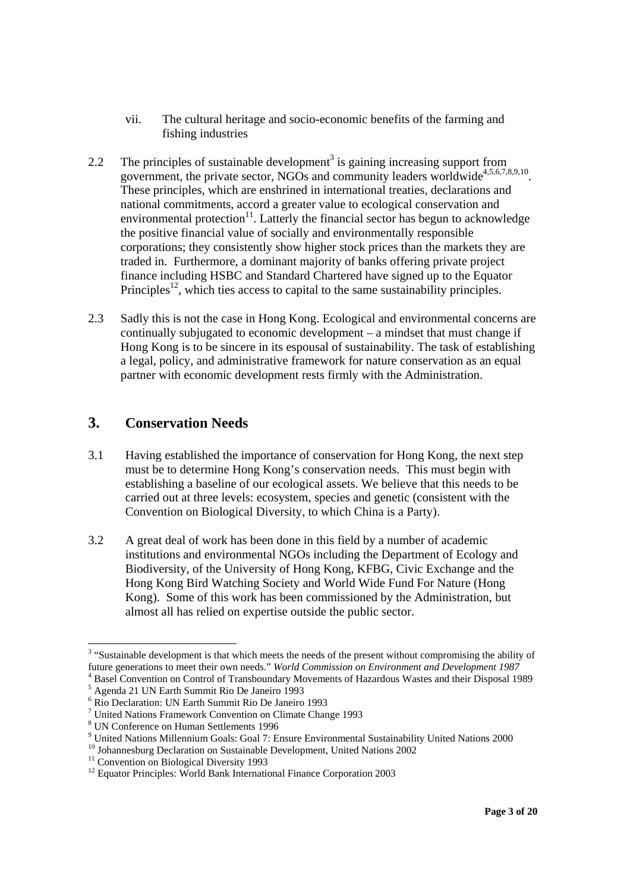vii. The cultural heritage and socio-economic benefits of the farming and fishing industries

2.2 The principles of sustainable development[3] is gaining increasing support from government, the private sector, NGOs and community leaders worldwide[4,5,6,7,8,9,10]. These principles, which are enshrined in international treaties, declarations and national commitments, accord a greater value to ecological conservation and environmental protection[11]. Latterly the financial sector has begun to acknowledge the positive financial value of socially and environmentally responsible corporations; they consistently show higher stock prices than the markets they are traded in. Furthermore, a dominant majority of banks offering private project finance including HSBC and Standard Chartered have signed up to the Equator Principles[12], which ties access to capital to the same sustainability principles.

2.3 Sadly this is not the case in Hong Kong. Ecological and environmental concerns are continually subjugated to economic development – a mindset that must change if Hong Kong is to be sincere in its espousal of sustainability. The task of establishing a legal, policy, and administrative framework for nature conservation as an equal partner with economic development rests firmly with the Administration.

## 3. Conservation Needs

3.1 Having established the importance of conservation for Hong Kong, the next step must be to determine Hong Kong's conservation needs. This must begin with establishing a baseline of our ecological assets. We believe that this needs to be carried out at three levels: ecosystem, species and genetic (consistent with the Convention on Biological Diversity, to which China is a Party).

3.2 A great deal of work has been done in this field by a number of academic institutions and environmental NGOs including the Department of Ecology and Biodiversity, of the University of Hong Kong, KFBG, Civic Exchange and the Hong Kong Bird Watching Society and World Wide Fund For Nature (Hong Kong). Some of this work has been commissioned by the Administration, but almost all has relied on expertise outside the public sector.

---

[3] "Sustainable development is that which meets the needs of the present without compromising the ability of future generations to meet their own needs." *World Commission on Environment and Development 1987*

[4] Basel Convention on Control of Transboundary Movements of Hazardous Wastes and their Disposal 1989

[5] Agenda 21 UN Earth Summit Rio De Janeiro 1993

[6] Rio Declaration: UN Earth Summit Rio De Janeiro 1993

[7] United Nations Framework Convention on Climate Change 1993

[8] UN Conference on Human Settlements 1996

[9] United Nations Millennium Goals: Goal 7: Ensure Environmental Sustainability United Nations 2000

[10] Johannesburg Declaration on Sustainable Development, United Nations 2002

[11] Convention on Biological Diversity 1993

[12] Equator Principles: World Bank International Finance Corporation 2003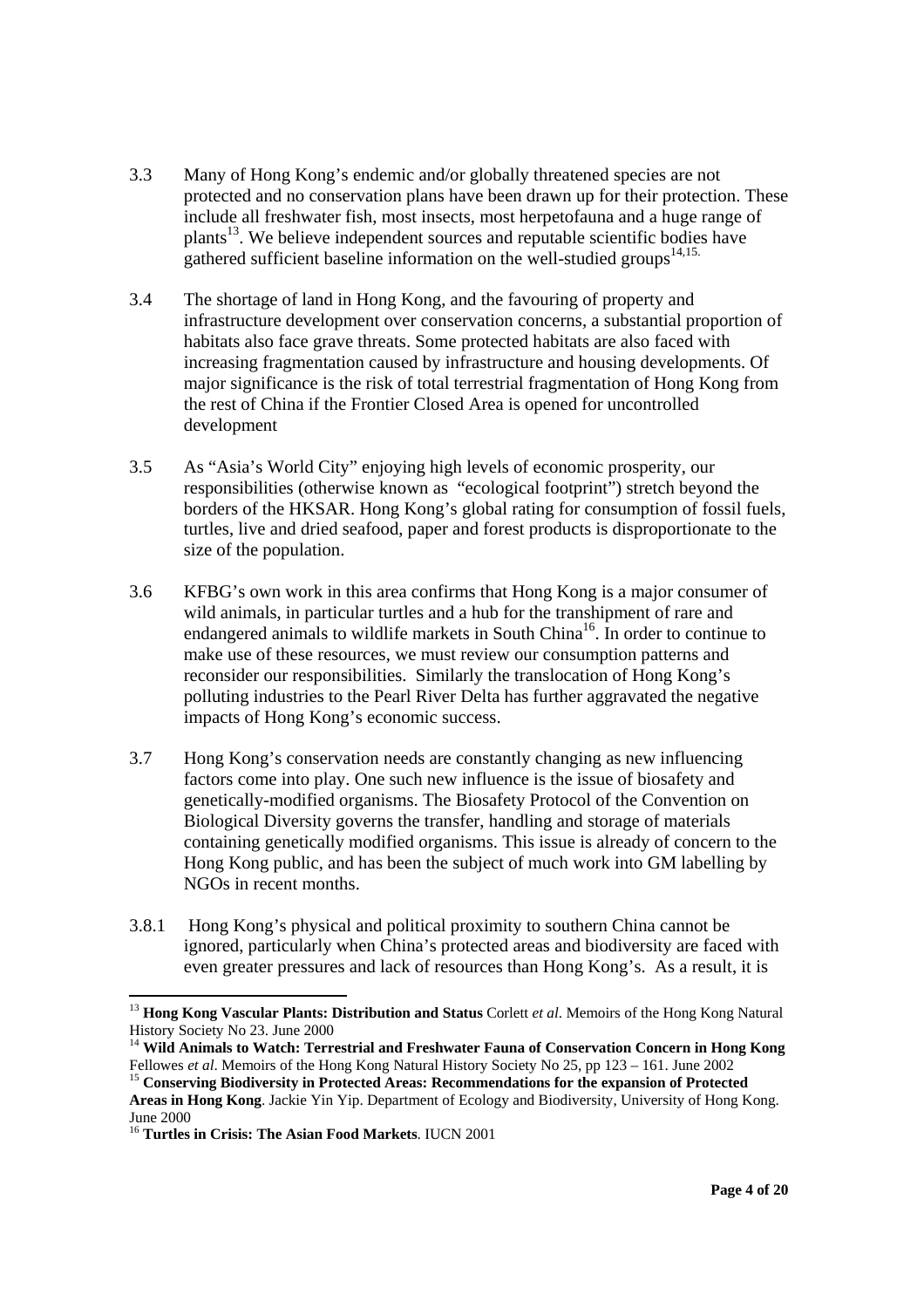3.3 Many of Hong Kong's endemic and/or globally threatened species are not protected and no conservation plans have been drawn up for their protection. These include all freshwater fish, most insects, most herpetofauna and a huge range of plants[13]. We believe independent sources and reputable scientific bodies have gathered sufficient baseline information on the well-studied groups[14,15].

3.4 The shortage of land in Hong Kong, and the favouring of property and infrastructure development over conservation concerns, a substantial proportion of habitats also face grave threats. Some protected habitats are also faced with increasing fragmentation caused by infrastructure and housing developments. Of major significance is the risk of total terrestrial fragmentation of Hong Kong from the rest of China if the Frontier Closed Area is opened for uncontrolled development

3.5 As "Asia's World City" enjoying high levels of economic prosperity, our responsibilities (otherwise known as "ecological footprint") stretch beyond the borders of the HKSAR. Hong Kong's global rating for consumption of fossil fuels, turtles, live and dried seafood, paper and forest products is disproportionate to the size of the population.

3.6 KFBG's own work in this area confirms that Hong Kong is a major consumer of wild animals, in particular turtles and a hub for the transhipment of rare and endangered animals to wildlife markets in South China[16]. In order to continue to make use of these resources, we must review our consumption patterns and reconsider our responsibilities. Similarly the translocation of Hong Kong's polluting industries to the Pearl River Delta has further aggravated the negative impacts of Hong Kong's economic success.

3.7 Hong Kong's conservation needs are constantly changing as new influencing factors come into play. One such new influence is the issue of biosafety and genetically-modified organisms. The Biosafety Protocol of the Convention on Biological Diversity governs the transfer, handling and storage of materials containing genetically modified organisms. This issue is already of concern to the Hong Kong public, and has been the subject of much work into GM labelling by NGOs in recent months.

3.8.1 Hong Kong's physical and political proximity to southern China cannot be ignored, particularly when China's protected areas and biodiversity are faced with even greater pressures and lack of resources than Hong Kong's. As a result, it is

---

[13] **Hong Kong Vascular Plants: Distribution and Status** Corlett *et al*. Memoirs of the Hong Kong Natural History Society No 23. June 2000

[14] **Wild Animals to Watch: Terrestrial and Freshwater Fauna of Conservation Concern in Hong Kong** Fellowes *et al*. Memoirs of the Hong Kong Natural History Society No 25, pp 123 – 161. June 2002

[15] **Conserving Biodiversity in Protected Areas: Recommendations for the expansion of Protected Areas in Hong Kong**. Jackie Yin Yip. Department of Ecology and Biodiversity, University of Hong Kong. June 2000

[16] **Turtles in Crisis: The Asian Food Markets**. IUCN 2001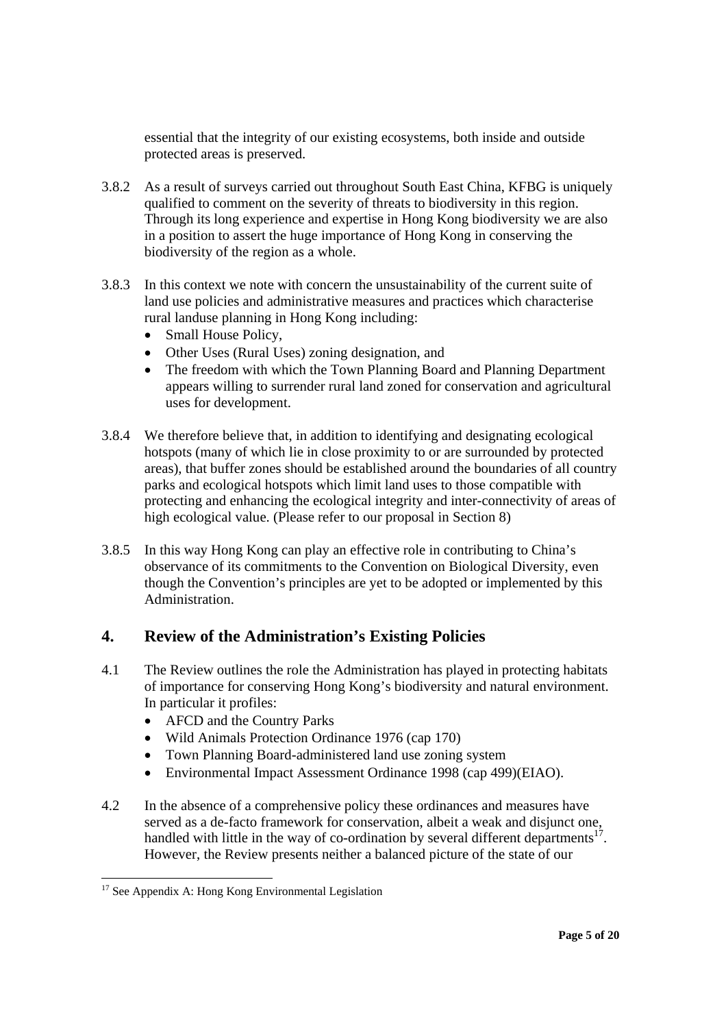essential that the integrity of our existing ecosystems, both inside and outside protected areas is preserved.

3.8.2 As a result of surveys carried out throughout South East China, KFBG is uniquely qualified to comment on the severity of threats to biodiversity in this region. Through its long experience and expertise in Hong Kong biodiversity we are also in a position to assert the huge importance of Hong Kong in conserving the biodiversity of the region as a whole.

3.8.3 In this context we note with concern the unsustainability of the current suite of land use policies and administrative measures and practices which characterise rural landuse planning in Hong Kong including:

- Small House Policy,
- Other Uses (Rural Uses) zoning designation, and
- The freedom with which the Town Planning Board and Planning Department appears willing to surrender rural land zoned for conservation and agricultural uses for development.

3.8.4 We therefore believe that, in addition to identifying and designating ecological hotspots (many of which lie in close proximity to or are surrounded by protected areas), that buffer zones should be established around the boundaries of all country parks and ecological hotspots which limit land uses to those compatible with protecting and enhancing the ecological integrity and inter-connectivity of areas of high ecological value. (Please refer to our proposal in Section 8)

3.8.5 In this way Hong Kong can play an effective role in contributing to China's observance of its commitments to the Convention on Biological Diversity, even though the Convention's principles are yet to be adopted or implemented by this Administration.

## 4. Review of the Administration's Existing Policies

4.1 The Review outlines the role the Administration has played in protecting habitats of importance for conserving Hong Kong's biodiversity and natural environment. In particular it profiles:

- AFCD and the Country Parks
- Wild Animals Protection Ordinance 1976 (cap 170)
- Town Planning Board-administered land use zoning system
- Environmental Impact Assessment Ordinance 1998 (cap 499)(EIAO).

4.2 In the absence of a comprehensive policy these ordinances and measures have served as a de-facto framework for conservation, albeit a weak and disjunct one, handled with little in the way of co-ordination by several different departments[17]. However, the Review presents neither a balanced picture of the state of our

[17] See Appendix A: Hong Kong Environmental Legislation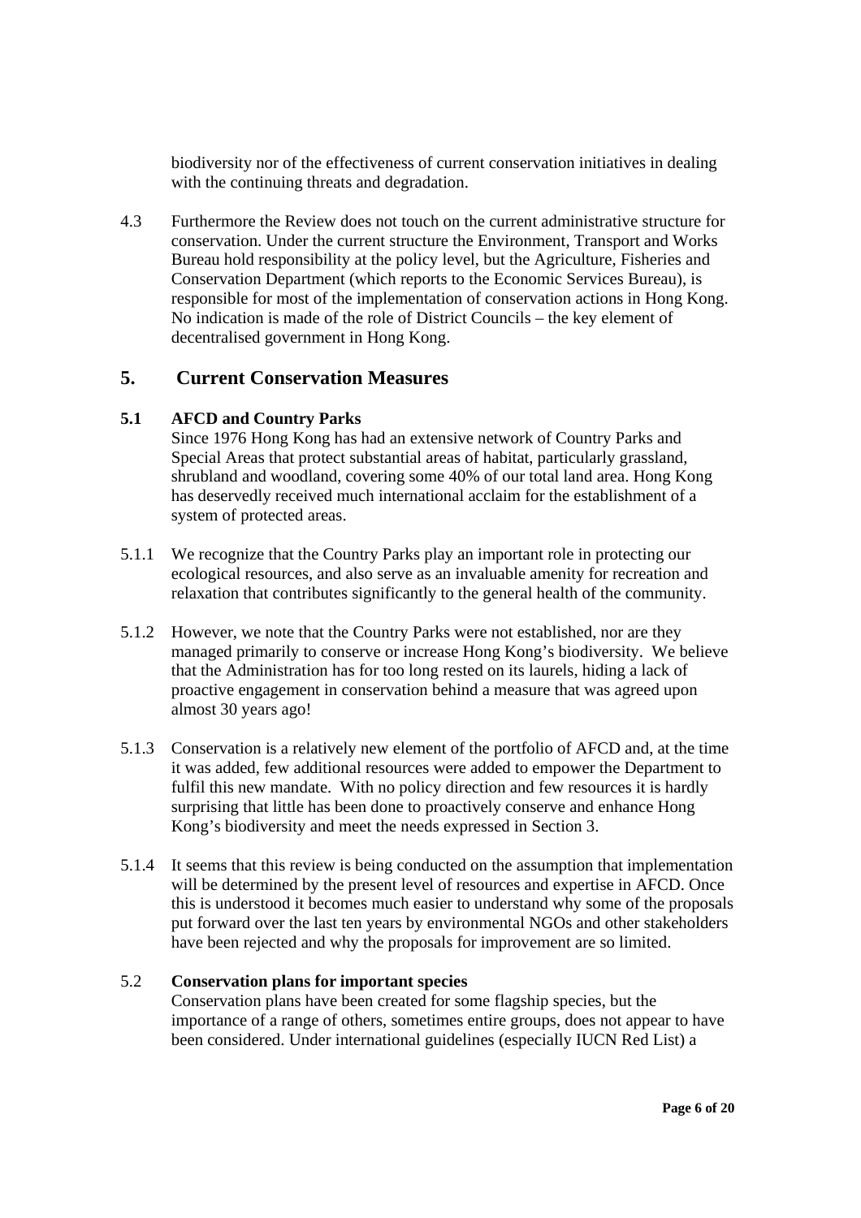biodiversity nor of the effectiveness of current conservation initiatives in dealing with the continuing threats and degradation.

4.3 Furthermore the Review does not touch on the current administrative structure for conservation. Under the current structure the Environment, Transport and Works Bureau hold responsibility at the policy level, but the Agriculture, Fisheries and Conservation Department (which reports to the Economic Services Bureau), is responsible for most of the implementation of conservation actions in Hong Kong. No indication is made of the role of District Councils – the key element of decentralised government in Hong Kong.

## 5. Current Conservation Measures

### 5.1 AFCD and Country Parks

Since 1976 Hong Kong has had an extensive network of Country Parks and Special Areas that protect substantial areas of habitat, particularly grassland, shrubland and woodland, covering some 40% of our total land area. Hong Kong has deservedly received much international acclaim for the establishment of a system of protected areas.

5.1.1 We recognize that the Country Parks play an important role in protecting our ecological resources, and also serve as an invaluable amenity for recreation and relaxation that contributes significantly to the general health of the community.

5.1.2 However, we note that the Country Parks were not established, nor are they managed primarily to conserve or increase Hong Kong's biodiversity. We believe that the Administration has for too long rested on its laurels, hiding a lack of proactive engagement in conservation behind a measure that was agreed upon almost 30 years ago!

5.1.3 Conservation is a relatively new element of the portfolio of AFCD and, at the time it was added, few additional resources were added to empower the Department to fulfil this new mandate. With no policy direction and few resources it is hardly surprising that little has been done to proactively conserve and enhance Hong Kong's biodiversity and meet the needs expressed in Section 3.

5.1.4 It seems that this review is being conducted on the assumption that implementation will be determined by the present level of resources and expertise in AFCD. Once this is understood it becomes much easier to understand why some of the proposals put forward over the last ten years by environmental NGOs and other stakeholders have been rejected and why the proposals for improvement are so limited.

### 5.2 Conservation plans for important species

Conservation plans have been created for some flagship species, but the importance of a range of others, sometimes entire groups, does not appear to have been considered. Under international guidelines (especially IUCN Red List) a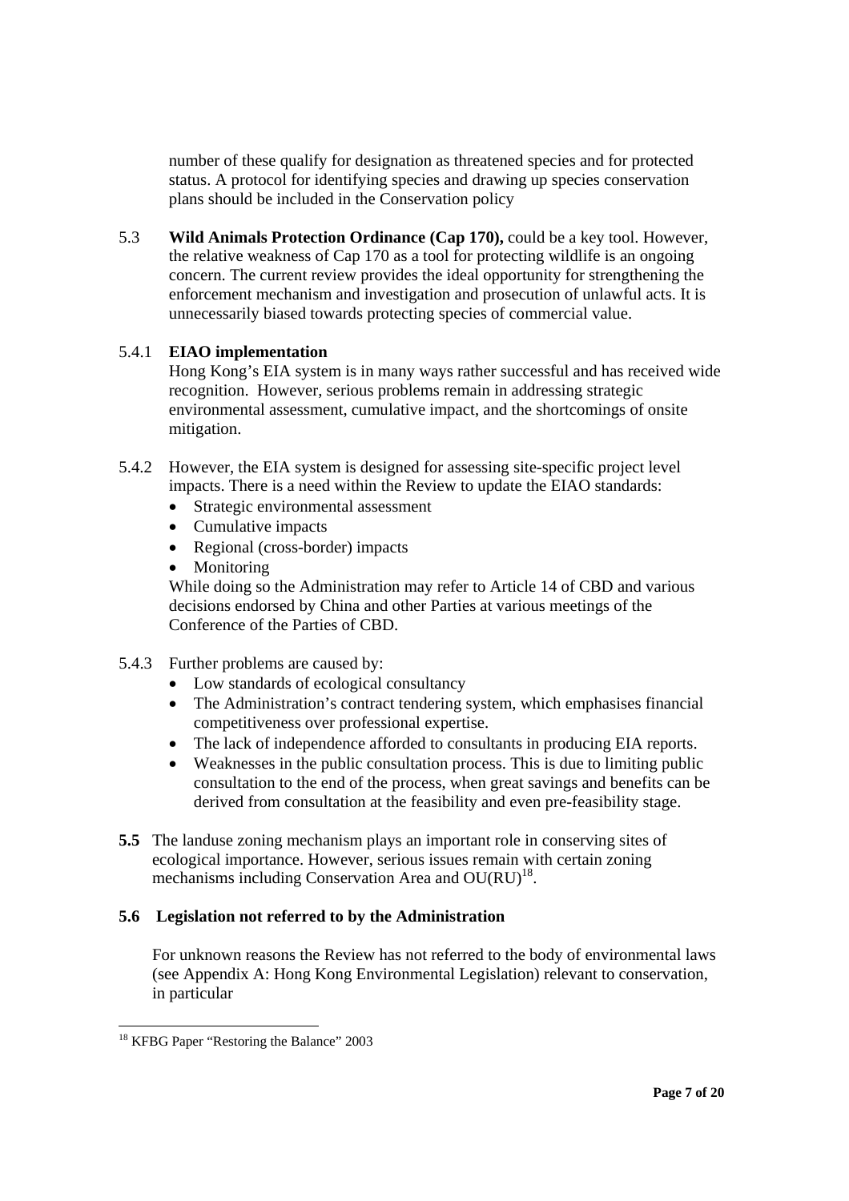number of these qualify for designation as threatened species and for protected status. A protocol for identifying species and drawing up species conservation plans should be included in the Conservation policy

5.3 **Wild Animals Protection Ordinance (Cap 170),** could be a key tool. However, the relative weakness of Cap 170 as a tool for protecting wildlife is an ongoing concern. The current review provides the ideal opportunity for strengthening the enforcement mechanism and investigation and prosecution of unlawful acts. It is unnecessarily biased towards protecting species of commercial value.

5.4.1 **EIAO implementation**

Hong Kong's EIA system is in many ways rather successful and has received wide recognition. However, serious problems remain in addressing strategic environmental assessment, cumulative impact, and the shortcomings of onsite mitigation.

5.4.2 However, the EIA system is designed for assessing site-specific project level impacts. There is a need within the Review to update the EIAO standards:

- Strategic environmental assessment
- Cumulative impacts
- Regional (cross-border) impacts
- Monitoring

While doing so the Administration may refer to Article 14 of CBD and various decisions endorsed by China and other Parties at various meetings of the Conference of the Parties of CBD.

5.4.3 Further problems are caused by:

- Low standards of ecological consultancy
- The Administration's contract tendering system, which emphasises financial competitiveness over professional expertise.
- The lack of independence afforded to consultants in producing EIA reports.
- Weaknesses in the public consultation process. This is due to limiting public consultation to the end of the process, when great savings and benefits can be derived from consultation at the feasibility and even pre-feasibility stage.

**5.5** The landuse zoning mechanism plays an important role in conserving sites of ecological importance. However, serious issues remain with certain zoning mechanisms including Conservation Area and OU(RU)[18].

**5.6 Legislation not referred to by the Administration**

For unknown reasons the Review has not referred to the body of environmental laws (see Appendix A: Hong Kong Environmental Legislation) relevant to conservation, in particular

[18] KFBG Paper "Restoring the Balance" 2003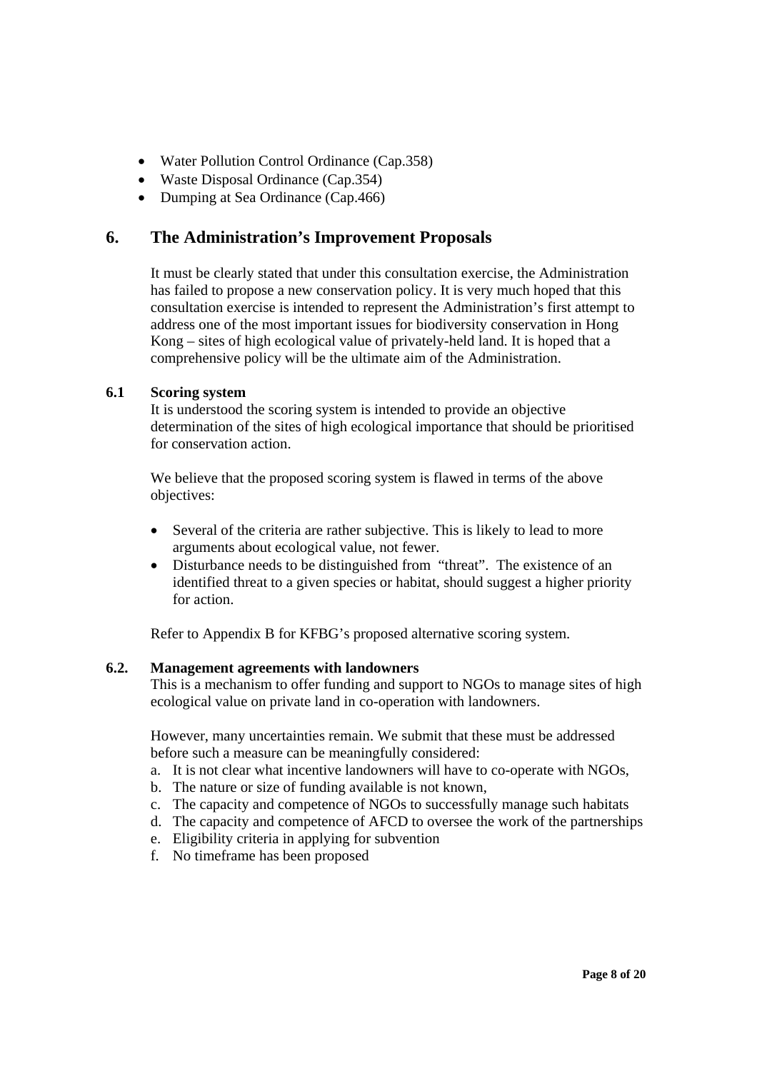- Water Pollution Control Ordinance (Cap.358)
- Waste Disposal Ordinance (Cap.354)
- Dumping at Sea Ordinance (Cap.466)

## 6. The Administration's Improvement Proposals

It must be clearly stated that under this consultation exercise, the Administration has failed to propose a new conservation policy. It is very much hoped that this consultation exercise is intended to represent the Administration's first attempt to address one of the most important issues for biodiversity conservation in Hong Kong – sites of high ecological value of privately-held land. It is hoped that a comprehensive policy will be the ultimate aim of the Administration.

### 6.1 Scoring system

It is understood the scoring system is intended to provide an objective determination of the sites of high ecological importance that should be prioritised for conservation action.

We believe that the proposed scoring system is flawed in terms of the above objectives:

- Several of the criteria are rather subjective. This is likely to lead to more arguments about ecological value, not fewer.
- Disturbance needs to be distinguished from "threat". The existence of an identified threat to a given species or habitat, should suggest a higher priority for action.

Refer to Appendix B for KFBG's proposed alternative scoring system.

### 6.2. Management agreements with landowners

This is a mechanism to offer funding and support to NGOs to manage sites of high ecological value on private land in co-operation with landowners.

However, many uncertainties remain. We submit that these must be addressed before such a measure can be meaningfully considered:

a. It is not clear what incentive landowners will have to co-operate with NGOs,
b. The nature or size of funding available is not known,
c. The capacity and competence of NGOs to successfully manage such habitats
d. The capacity and competence of AFCD to oversee the work of the partnerships
e. Eligibility criteria in applying for subvention
f. No timeframe has been proposed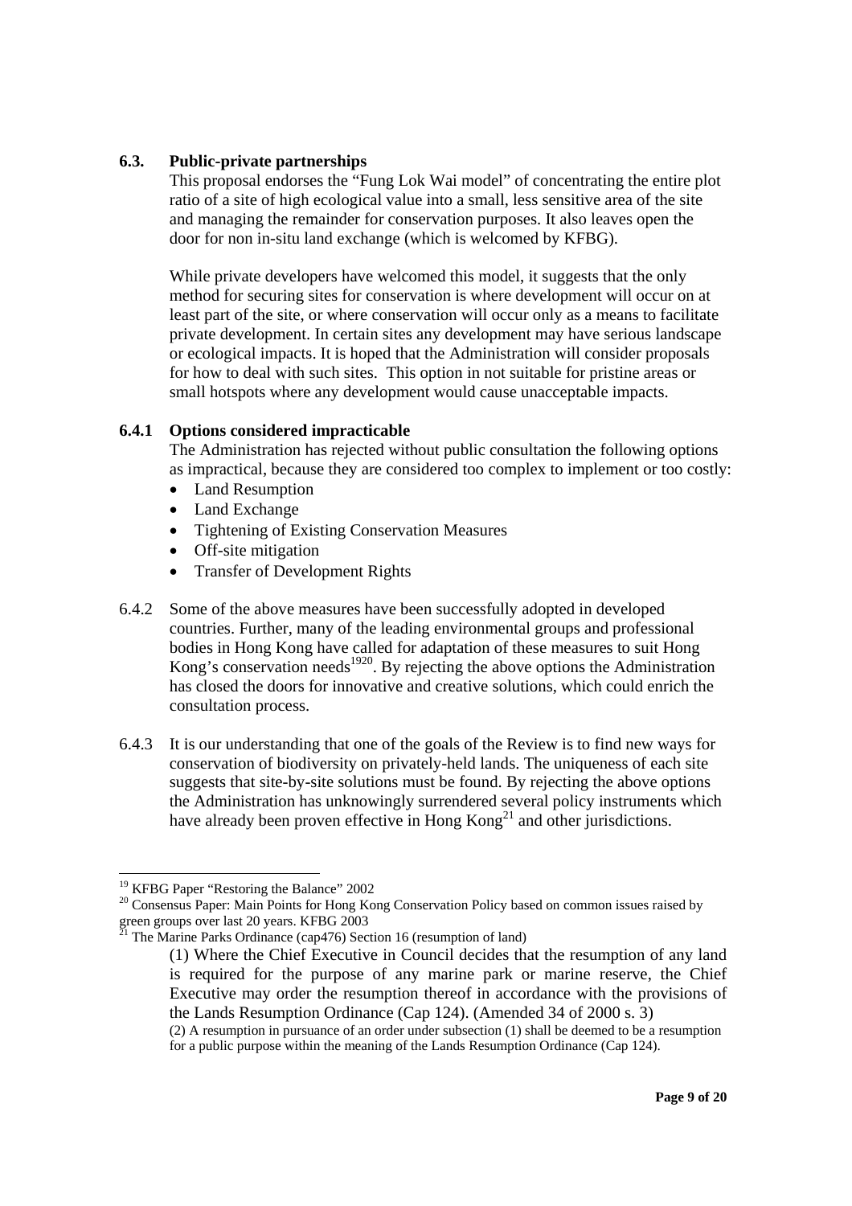### 6.3. Public-private partnerships

This proposal endorses the "Fung Lok Wai model" of concentrating the entire plot ratio of a site of high ecological value into a small, less sensitive area of the site and managing the remainder for conservation purposes. It also leaves open the door for non in-situ land exchange (which is welcomed by KFBG).

While private developers have welcomed this model, it suggests that the only method for securing sites for conservation is where development will occur on at least part of the site, or where conservation will occur only as a means to facilitate private development. In certain sites any development may have serious landscape or ecological impacts. It is hoped that the Administration will consider proposals for how to deal with such sites. This option in not suitable for pristine areas or small hotspots where any development would cause unacceptable impacts.

### 6.4.1 Options considered impracticable

The Administration has rejected without public consultation the following options as impractical, because they are considered too complex to implement or too costly:

- Land Resumption
- Land Exchange
- Tightening of Existing Conservation Measures
- Off-site mitigation
- Transfer of Development Rights

6.4.2 Some of the above measures have been successfully adopted in developed countries. Further, many of the leading environmental groups and professional bodies in Hong Kong have called for adaptation of these measures to suit Hong Kong's conservation needs[19][20]. By rejecting the above options the Administration has closed the doors for innovative and creative solutions, which could enrich the consultation process.

6.4.3 It is our understanding that one of the goals of the Review is to find new ways for conservation of biodiversity on privately-held lands. The uniqueness of each site suggests that site-by-site solutions must be found. By rejecting the above options the Administration has unknowingly surrendered several policy instruments which have already been proven effective in Hong Kong[21] and other jurisdictions.

---

[19] KFBG Paper "Restoring the Balance" 2002

[20] Consensus Paper: Main Points for Hong Kong Conservation Policy based on common issues raised by green groups over last 20 years. KFBG 2003

[21] The Marine Parks Ordinance (cap476) Section 16 (resumption of land)

(1) Where the Chief Executive in Council decides that the resumption of any land is required for the purpose of any marine park or marine reserve, the Chief Executive may order the resumption thereof in accordance with the provisions of the Lands Resumption Ordinance (Cap 124). (Amended 34 of 2000 s. 3)

(2) A resumption in pursuance of an order under subsection (1) shall be deemed to be a resumption for a public purpose within the meaning of the Lands Resumption Ordinance (Cap 124).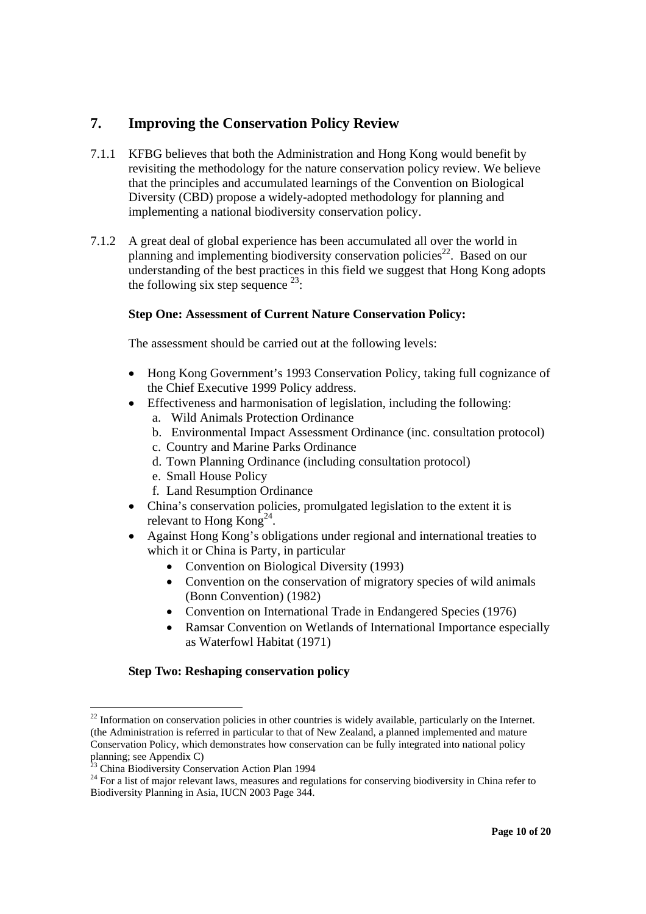## 7. Improving the Conservation Policy Review

7.1.1 KFBG believes that both the Administration and Hong Kong would benefit by revisiting the methodology for the nature conservation policy review. We believe that the principles and accumulated learnings of the Convention on Biological Diversity (CBD) propose a widely-adopted methodology for planning and implementing a national biodiversity conservation policy.

7.1.2 A great deal of global experience has been accumulated all over the world in planning and implementing biodiversity conservation policies[22]. Based on our understanding of the best practices in this field we suggest that Hong Kong adopts the following six step sequence [23]:

**Step One: Assessment of Current Nature Conservation Policy:**

The assessment should be carried out at the following levels:

- Hong Kong Government's 1993 Conservation Policy, taking full cognizance of the Chief Executive 1999 Policy address.
- Effectiveness and harmonisation of legislation, including the following:
  a. Wild Animals Protection Ordinance
  b. Environmental Impact Assessment Ordinance (inc. consultation protocol)
  c. Country and Marine Parks Ordinance
  d. Town Planning Ordinance (including consultation protocol)
  e. Small House Policy
  f. Land Resumption Ordinance
- China's conservation policies, promulgated legislation to the extent it is relevant to Hong Kong[24].
- Against Hong Kong's obligations under regional and international treaties to which it or China is Party, in particular
  - Convention on Biological Diversity (1993)
  - Convention on the conservation of migratory species of wild animals (Bonn Convention) (1982)
  - Convention on International Trade in Endangered Species (1976)
  - Ramsar Convention on Wetlands of International Importance especially as Waterfowl Habitat (1971)

**Step Two: Reshaping conservation policy**

---

[22] Information on conservation policies in other countries is widely available, particularly on the Internet. (the Administration is referred in particular to that of New Zealand, a planned implemented and mature Conservation Policy, which demonstrates how conservation can be fully integrated into national policy planning; see Appendix C)

[23] China Biodiversity Conservation Action Plan 1994

[24] For a list of major relevant laws, measures and regulations for conserving biodiversity in China refer to Biodiversity Planning in Asia, IUCN 2003 Page 344.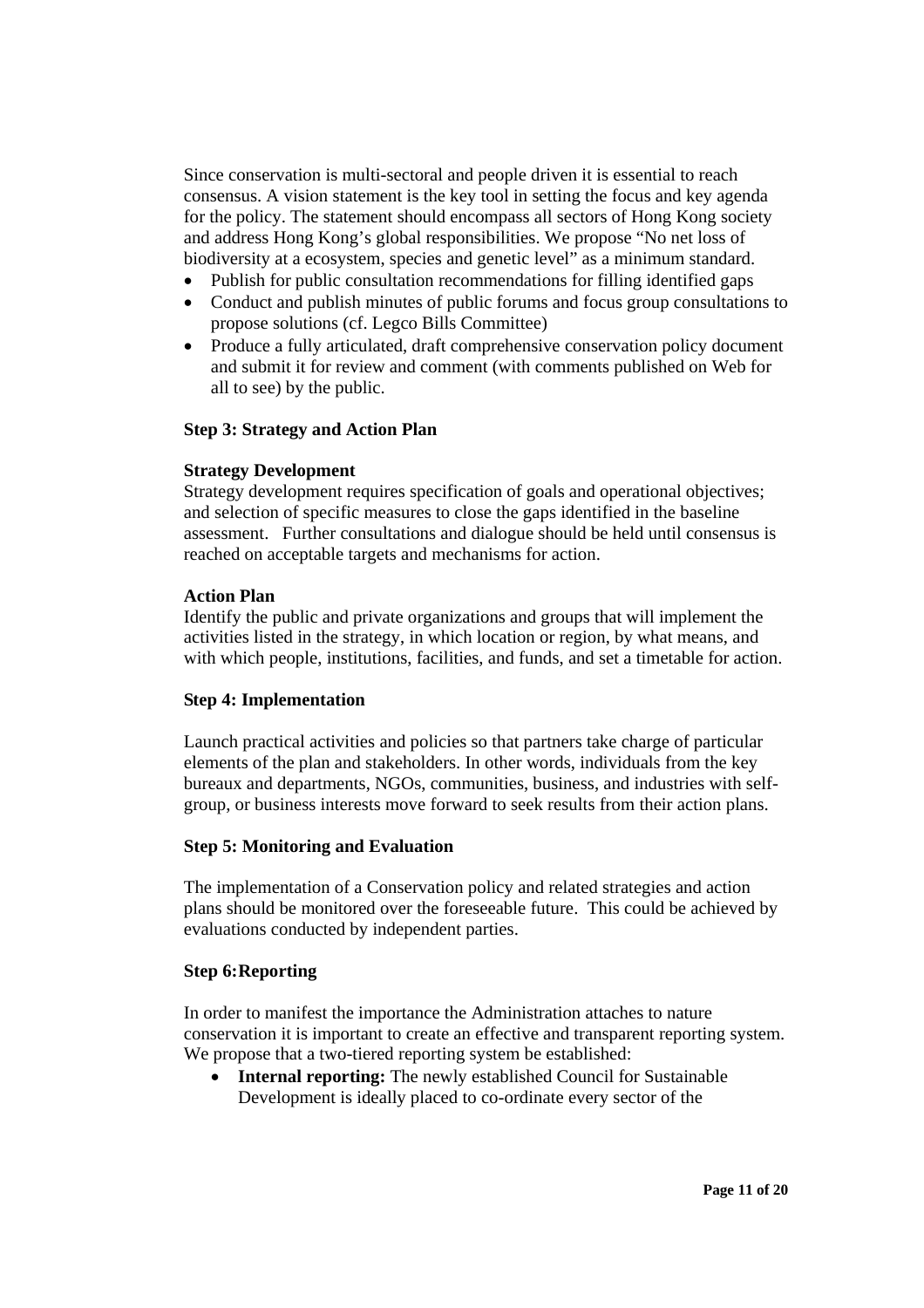Since conservation is multi-sectoral and people driven it is essential to reach consensus. A vision statement is the key tool in setting the focus and key agenda for the policy. The statement should encompass all sectors of Hong Kong society and address Hong Kong's global responsibilities. We propose "No net loss of biodiversity at a ecosystem, species and genetic level" as a minimum standard.

- Publish for public consultation recommendations for filling identified gaps
- Conduct and publish minutes of public forums and focus group consultations to propose solutions (cf. Legco Bills Committee)
- Produce a fully articulated, draft comprehensive conservation policy document and submit it for review and comment (with comments published on Web for all to see) by the public.

**Step 3: Strategy and Action Plan**

**Strategy Development**

Strategy development requires specification of goals and operational objectives; and selection of specific measures to close the gaps identified in the baseline assessment. Further consultations and dialogue should be held until consensus is reached on acceptable targets and mechanisms for action.

**Action Plan**

Identify the public and private organizations and groups that will implement the activities listed in the strategy, in which location or region, by what means, and with which people, institutions, facilities, and funds, and set a timetable for action.

**Step 4: Implementation**

Launch practical activities and policies so that partners take charge of particular elements of the plan and stakeholders. In other words, individuals from the key bureaux and departments, NGOs, communities, business, and industries with self-group, or business interests move forward to seek results from their action plans.

**Step 5: Monitoring and Evaluation**

The implementation of a Conservation policy and related strategies and action plans should be monitored over the foreseeable future. This could be achieved by evaluations conducted by independent parties.

**Step 6: Reporting**

In order to manifest the importance the Administration attaches to nature conservation it is important to create an effective and transparent reporting system. We propose that a two-tiered reporting system be established:

- **Internal reporting:** The newly established Council for Sustainable Development is ideally placed to co-ordinate every sector of the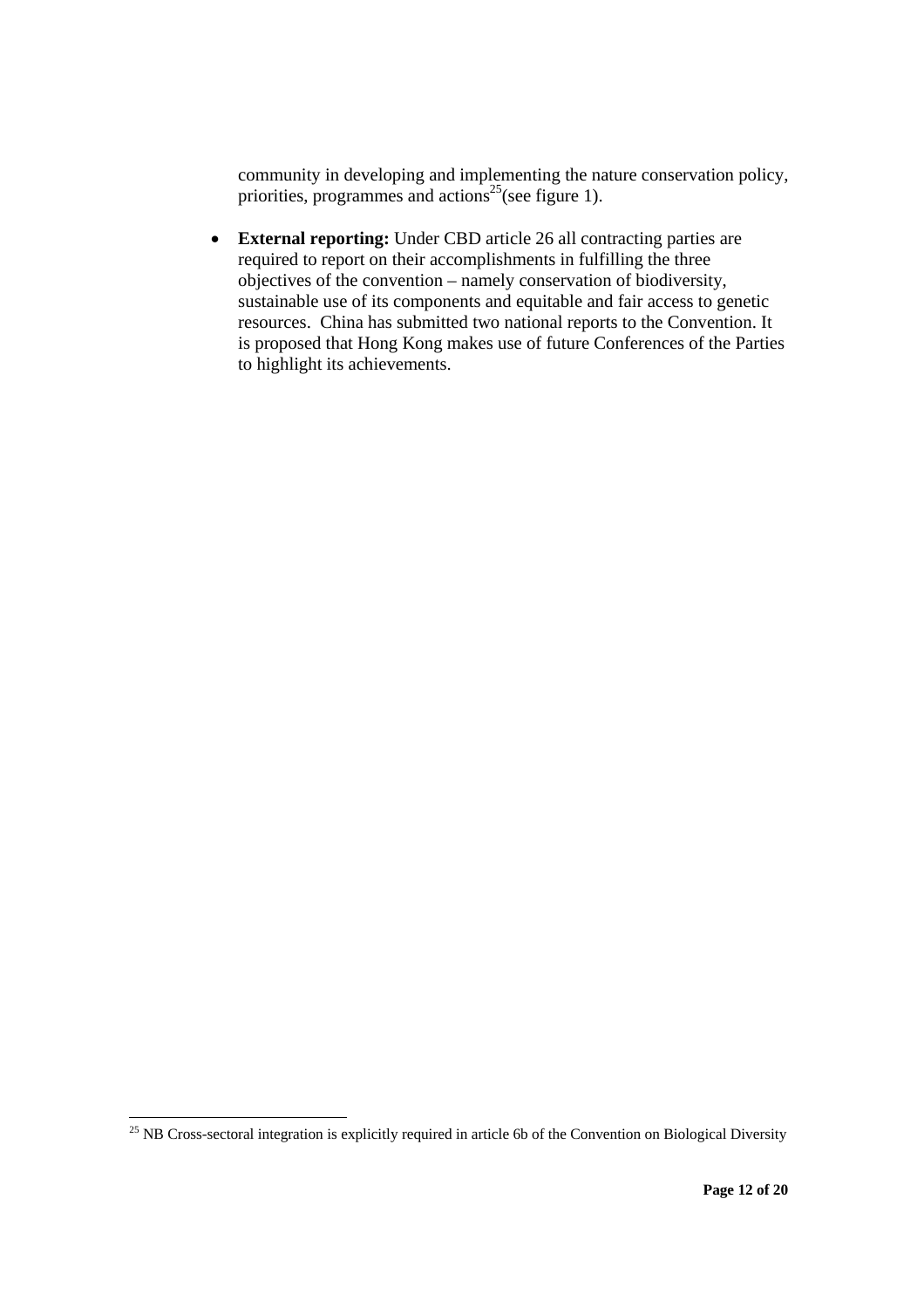community in developing and implementing the nature conservation policy, priorities, programmes and actions[25](see figure 1).

- **External reporting:** Under CBD article 26 all contracting parties are required to report on their accomplishments in fulfilling the three objectives of the convention – namely conservation of biodiversity, sustainable use of its components and equitable and fair access to genetic resources. China has submitted two national reports to the Convention. It is proposed that Hong Kong makes use of future Conferences of the Parties to highlight its achievements.

[25] NB Cross-sectoral integration is explicitly required in article 6b of the Convention on Biological Diversity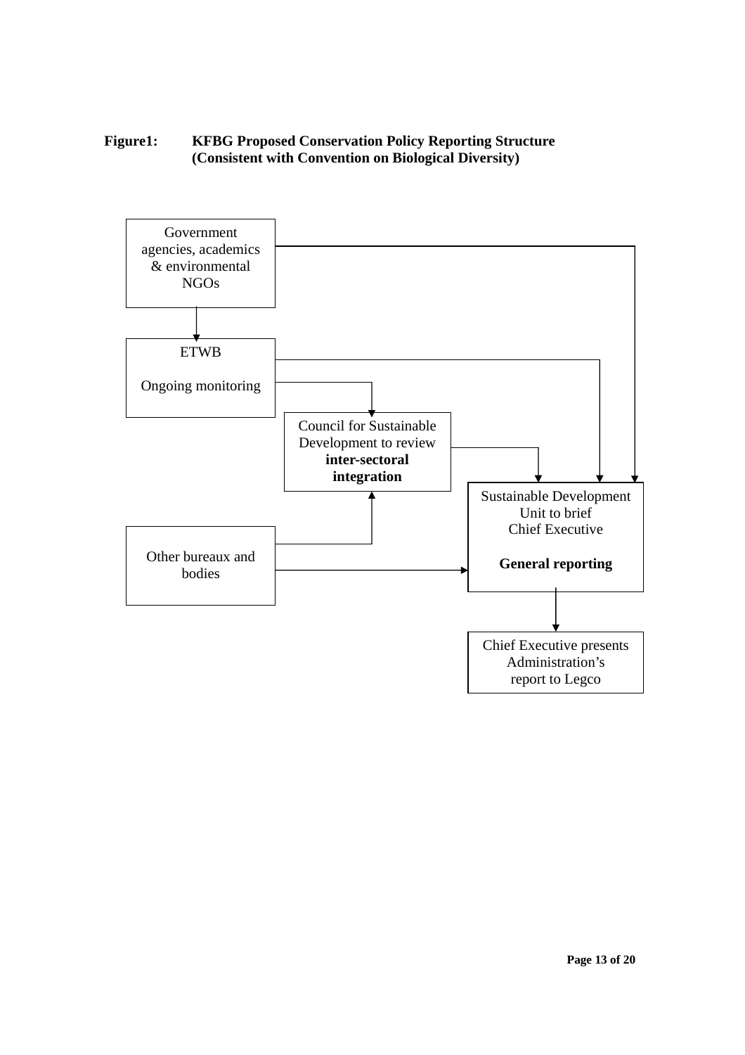**Figure1: KFBG Proposed Conservation Policy Reporting Structure (Consistent with Convention on Biological Diversity)**

Government agencies, academics & environmental NGOs

ETWB

Ongoing monitoring

Council for Sustainable Development to review **inter-sectoral integration**

Sustainable Development Unit to brief Chief Executive

**General reporting**

Other bureaux and bodies

Chief Executive presents Administration's report to Legco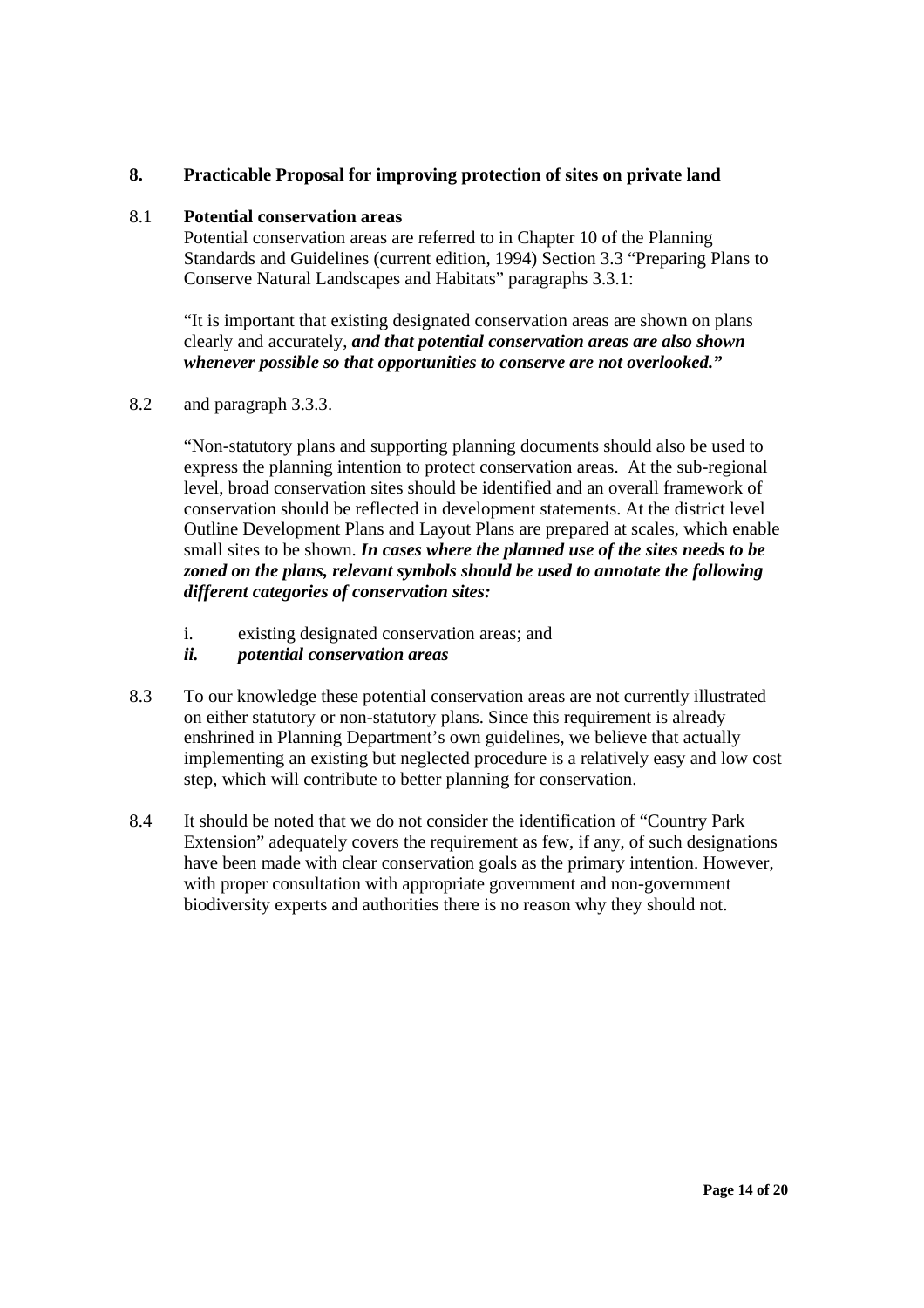## 8. Practicable Proposal for improving protection of sites on private land

8.1 **Potential conservation areas**

Potential conservation areas are referred to in Chapter 10 of the Planning Standards and Guidelines (current edition, 1994) Section 3.3 "Preparing Plans to Conserve Natural Landscapes and Habitats" paragraphs 3.3.1:

"It is important that existing designated conservation areas are shown on plans clearly and accurately, ***and that potential conservation areas are also shown whenever possible so that opportunities to conserve are not overlooked."***

8.2 and paragraph 3.3.3.

"Non-statutory plans and supporting planning documents should also be used to express the planning intention to protect conservation areas. At the sub-regional level, broad conservation sites should be identified and an overall framework of conservation should be reflected in development statements. At the district level Outline Development Plans and Layout Plans are prepared at scales, which enable small sites to be shown. ***In cases where the planned use of the sites needs to be zoned on the plans, relevant symbols should be used to annotate the following different categories of conservation sites:***

i. existing designated conservation areas; and

***ii. potential conservation areas***

8.3 To our knowledge these potential conservation areas are not currently illustrated on either statutory or non-statutory plans. Since this requirement is already enshrined in Planning Department's own guidelines, we believe that actually implementing an existing but neglected procedure is a relatively easy and low cost step, which will contribute to better planning for conservation.

8.4 It should be noted that we do not consider the identification of "Country Park Extension" adequately covers the requirement as few, if any, of such designations have been made with clear conservation goals as the primary intention. However, with proper consultation with appropriate government and non-government biodiversity experts and authorities there is no reason why they should not.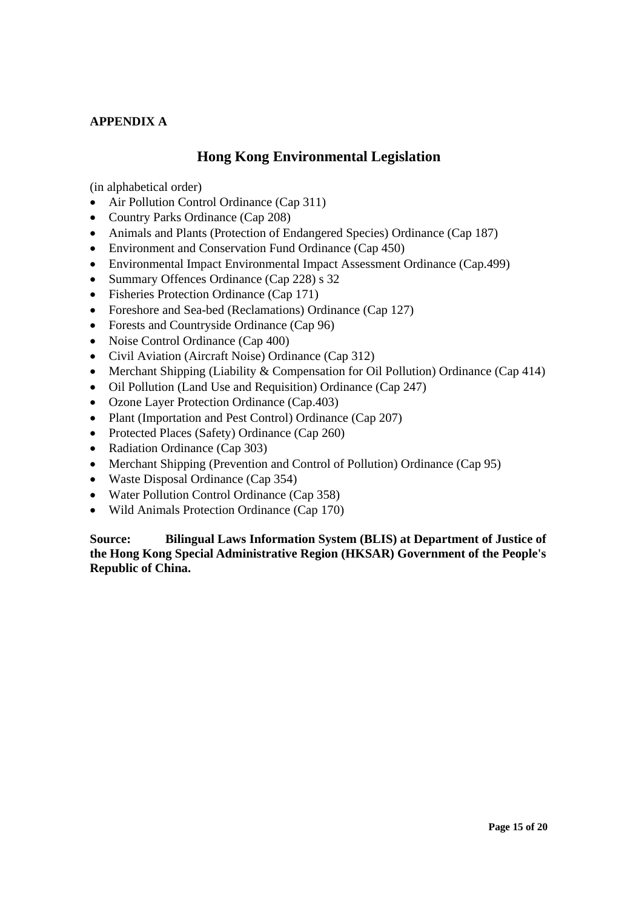**APPENDIX A**

## Hong Kong Environmental Legislation

(in alphabetical order)

- Air Pollution Control Ordinance (Cap 311)
- Country Parks Ordinance (Cap 208)
- Animals and Plants (Protection of Endangered Species) Ordinance (Cap 187)
- Environment and Conservation Fund Ordinance (Cap 450)
- Environmental Impact Environmental Impact Assessment Ordinance (Cap.499)
- Summary Offences Ordinance (Cap 228) s 32
- Fisheries Protection Ordinance (Cap 171)
- Foreshore and Sea-bed (Reclamations) Ordinance (Cap 127)
- Forests and Countryside Ordinance (Cap 96)
- Noise Control Ordinance (Cap 400)
- Civil Aviation (Aircraft Noise) Ordinance (Cap 312)
- Merchant Shipping (Liability & Compensation for Oil Pollution) Ordinance (Cap 414)
- Oil Pollution (Land Use and Requisition) Ordinance (Cap 247)
- Ozone Layer Protection Ordinance (Cap.403)
- Plant (Importation and Pest Control) Ordinance (Cap 207)
- Protected Places (Safety) Ordinance (Cap 260)
- Radiation Ordinance (Cap 303)
- Merchant Shipping (Prevention and Control of Pollution) Ordinance (Cap 95)
- Waste Disposal Ordinance (Cap 354)
- Water Pollution Control Ordinance (Cap 358)
- Wild Animals Protection Ordinance (Cap 170)

**Source: Bilingual Laws Information System (BLIS) at Department of Justice of the Hong Kong Special Administrative Region (HKSAR) Government of the People's Republic of China.**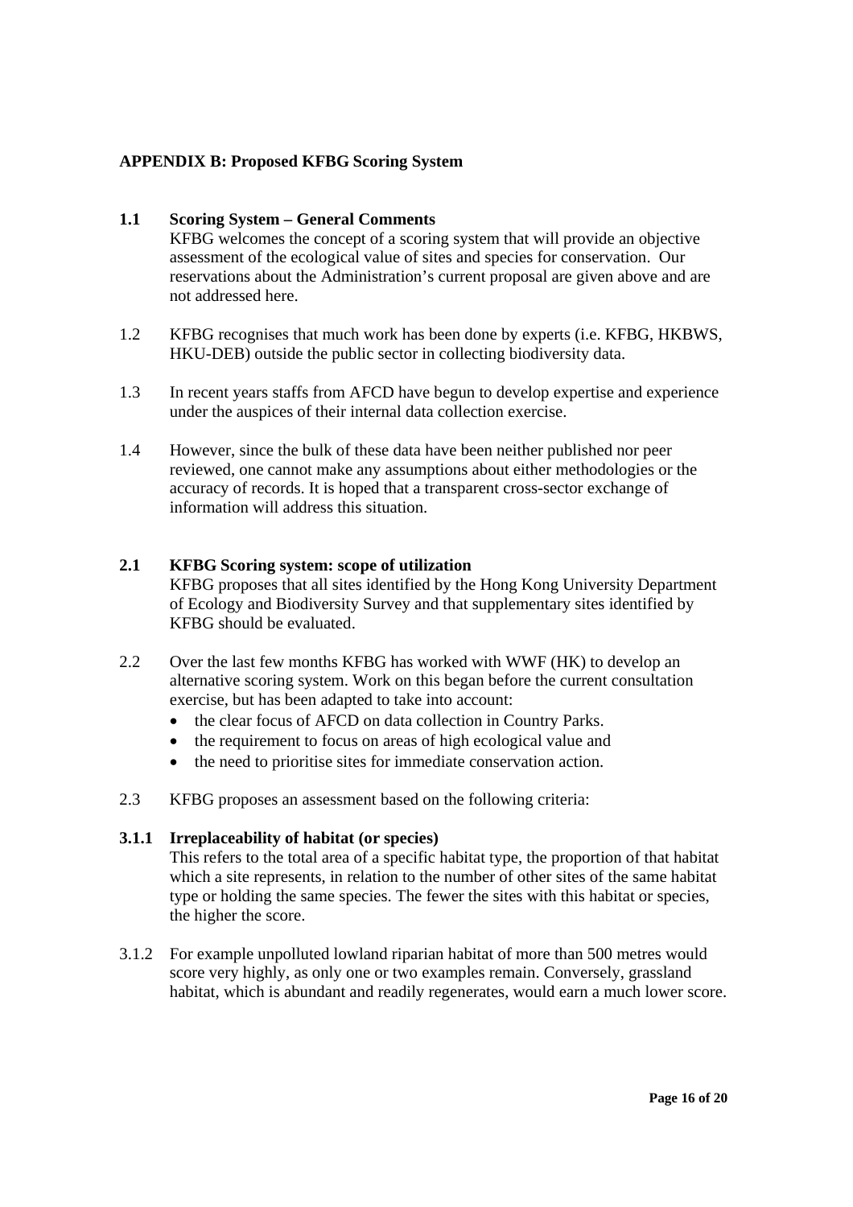**APPENDIX B: Proposed KFBG Scoring System**

**1.1 Scoring System – General Comments**

KFBG welcomes the concept of a scoring system that will provide an objective assessment of the ecological value of sites and species for conservation. Our reservations about the Administration's current proposal are given above and are not addressed here.

1.2 KFBG recognises that much work has been done by experts (i.e. KFBG, HKBWS, HKU-DEB) outside the public sector in collecting biodiversity data.

1.3 In recent years staffs from AFCD have begun to develop expertise and experience under the auspices of their internal data collection exercise.

1.4 However, since the bulk of these data have been neither published nor peer reviewed, one cannot make any assumptions about either methodologies or the accuracy of records. It is hoped that a transparent cross-sector exchange of information will address this situation.

**2.1 KFBG Scoring system: scope of utilization**

KFBG proposes that all sites identified by the Hong Kong University Department of Ecology and Biodiversity Survey and that supplementary sites identified by KFBG should be evaluated.

2.2 Over the last few months KFBG has worked with WWF (HK) to develop an alternative scoring system. Work on this began before the current consultation exercise, but has been adapted to take into account:

- the clear focus of AFCD on data collection in Country Parks.
- the requirement to focus on areas of high ecological value and
- the need to prioritise sites for immediate conservation action.

2.3 KFBG proposes an assessment based on the following criteria:

**3.1.1 Irreplaceability of habitat (or species)**

This refers to the total area of a specific habitat type, the proportion of that habitat which a site represents, in relation to the number of other sites of the same habitat type or holding the same species. The fewer the sites with this habitat or species, the higher the score.

3.1.2 For example unpolluted lowland riparian habitat of more than 500 metres would score very highly, as only one or two examples remain. Conversely, grassland habitat, which is abundant and readily regenerates, would earn a much lower score.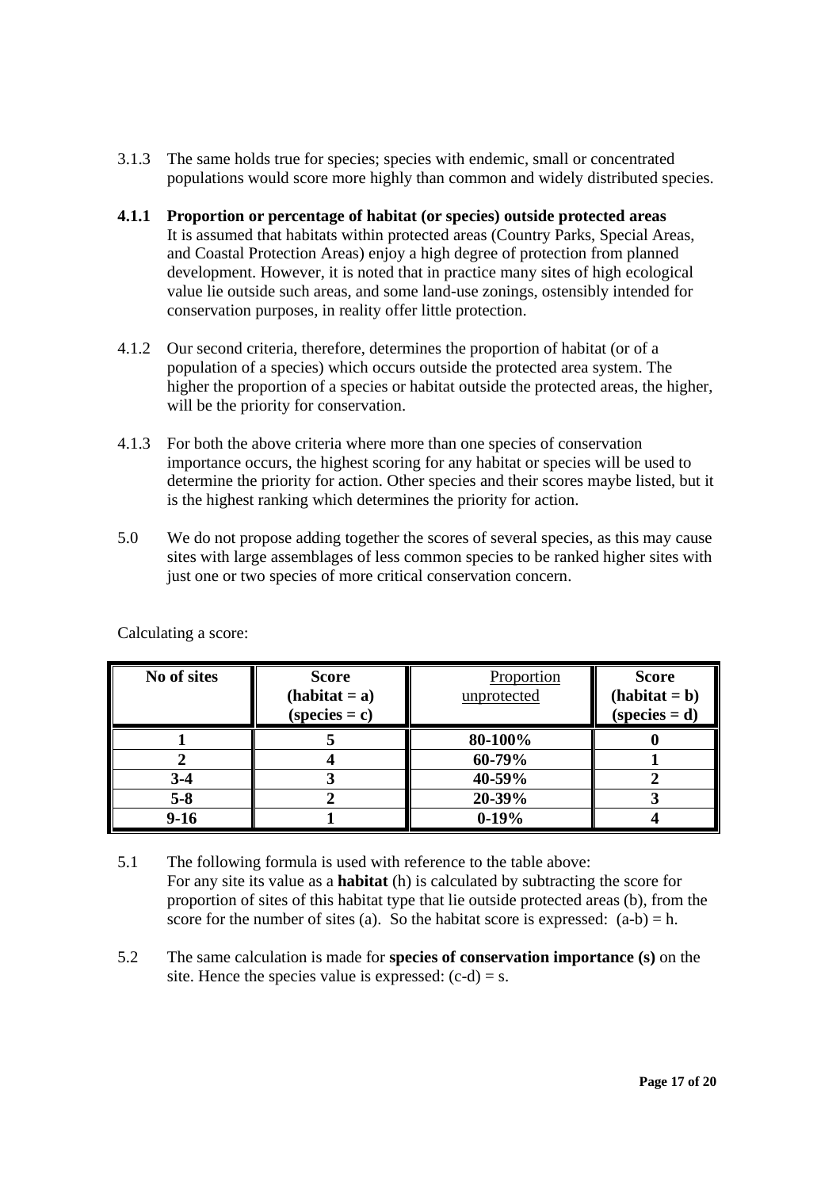3.1.3 The same holds true for species; species with endemic, small or concentrated populations would score more highly than common and widely distributed species.

**4.1.1 Proportion or percentage of habitat (or species) outside protected areas**
It is assumed that habitats within protected areas (Country Parks, Special Areas, and Coastal Protection Areas) enjoy a high degree of protection from planned development. However, it is noted that in practice many sites of high ecological value lie outside such areas, and some land-use zonings, ostensibly intended for conservation purposes, in reality offer little protection.

4.1.2 Our second criteria, therefore, determines the proportion of habitat (or of a population of a species) which occurs outside the protected area system. The higher the proportion of a species or habitat outside the protected areas, the higher, will be the priority for conservation.

4.1.3 For both the above criteria where more than one species of conservation importance occurs, the highest scoring for any habitat or species will be used to determine the priority for action. Other species and their scores maybe listed, but it is the highest ranking which determines the priority for action.

5.0 We do not propose adding together the scores of several species, as this may cause sites with large assemblages of less common species to be ranked higher sites with just one or two species of more critical conservation concern.

Calculating a score:

| **No of sites** | **Score (habitat = a) (species = c)** | Proportion unprotected | **Score (habitat = b) (species = d)** |
|---|---|---|---|
| **1** | **5** | **80-100%** | **0** |
| **2** | **4** | **60-79%** | **1** |
| **3-4** | **3** | **40-59%** | **2** |
| **5-8** | **2** | **20-39%** | **3** |
| **9-16** | **1** | **0-19%** | **4** |

5.1 The following formula is used with reference to the table above:
For any site its value as a **habitat** (h) is calculated by subtracting the score for proportion of sites of this habitat type that lie outside protected areas (b), from the score for the number of sites (a). So the habitat score is expressed: $(a-b) = h$.

5.2 The same calculation is made for **species of conservation importance (s)** on the site. Hence the species value is expressed: $(c-d) = s$.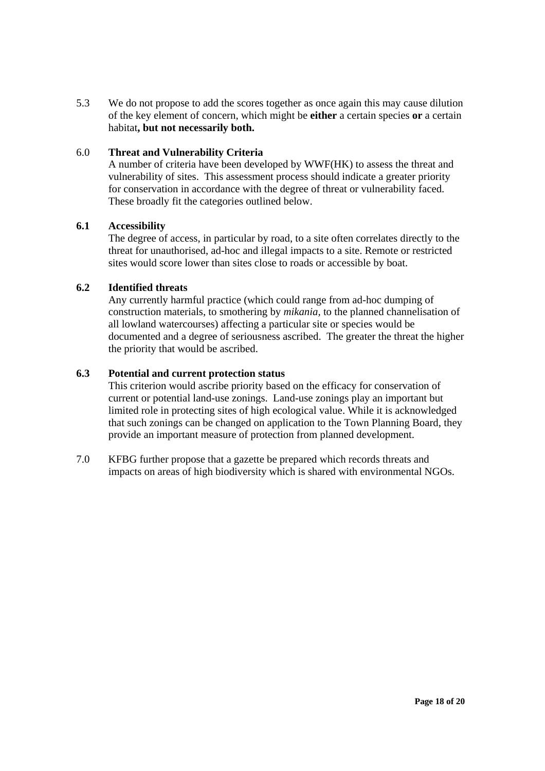5.3 We do not propose to add the scores together as once again this may cause dilution of the key element of concern, which might be **either** a certain species **or** a certain habitat**, but not necessarily both.**

6.0 **Threat and Vulnerability Criteria**

A number of criteria have been developed by WWF(HK) to assess the threat and vulnerability of sites. This assessment process should indicate a greater priority for conservation in accordance with the degree of threat or vulnerability faced. These broadly fit the categories outlined below.

**6.1 Accessibility**

The degree of access, in particular by road, to a site often correlates directly to the threat for unauthorised, ad-hoc and illegal impacts to a site. Remote or restricted sites would score lower than sites close to roads or accessible by boat.

**6.2 Identified threats**

Any currently harmful practice (which could range from ad-hoc dumping of construction materials, to smothering by *mikania*, to the planned channelisation of all lowland watercourses) affecting a particular site or species would be documented and a degree of seriousness ascribed. The greater the threat the higher the priority that would be ascribed.

**6.3 Potential and current protection status**

This criterion would ascribe priority based on the efficacy for conservation of current or potential land-use zonings. Land-use zonings play an important but limited role in protecting sites of high ecological value. While it is acknowledged that such zonings can be changed on application to the Town Planning Board, they provide an important measure of protection from planned development.

7.0 KFBG further propose that a gazette be prepared which records threats and impacts on areas of high biodiversity which is shared with environmental NGOs.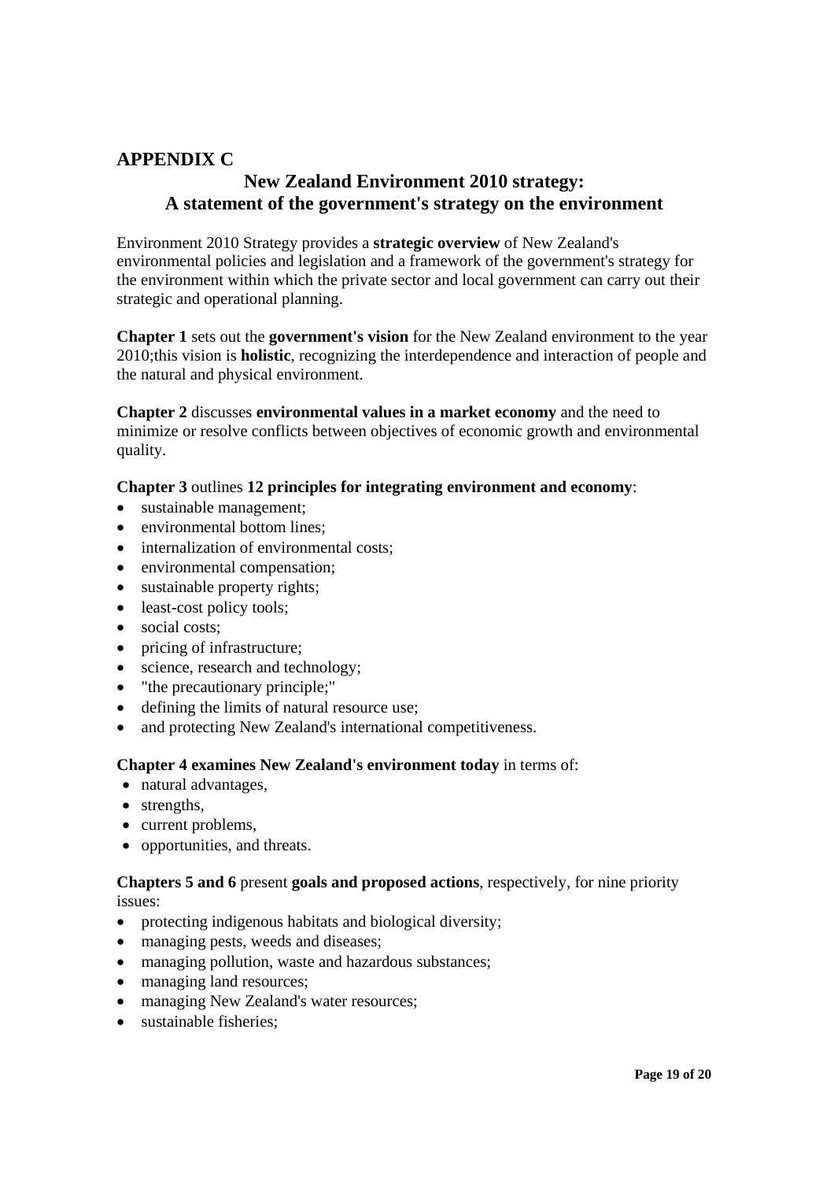## APPENDIX C

### New Zealand Environment 2010 strategy: A statement of the government's strategy on the environment

Environment 2010 Strategy provides a **strategic overview** of New Zealand's environmental policies and legislation and a framework of the government's strategy for the environment within which the private sector and local government can carry out their strategic and operational planning.

**Chapter 1** sets out the **government's vision** for the New Zealand environment to the year 2010;this vision is **holistic**, recognizing the interdependence and interaction of people and the natural and physical environment.

**Chapter 2** discusses **environmental values in a market economy** and the need to minimize or resolve conflicts between objectives of economic growth and environmental quality.

**Chapter 3** outlines **12 principles for integrating environment and economy**:

- sustainable management;
- environmental bottom lines;
- internalization of environmental costs;
- environmental compensation;
- sustainable property rights;
- least-cost policy tools;
- social costs;
- pricing of infrastructure;
- science, research and technology;
- "the precautionary principle;"
- defining the limits of natural resource use;
- and protecting New Zealand's international competitiveness.

**Chapter 4 examines New Zealand's environment today** in terms of:

- natural advantages,
- strengths,
- current problems,
- opportunities, and threats.

**Chapters 5 and 6** present **goals and proposed actions**, respectively, for nine priority issues:

- protecting indigenous habitats and biological diversity;
- managing pests, weeds and diseases;
- managing pollution, waste and hazardous substances;
- managing land resources;
- managing New Zealand's water resources;
- sustainable fisheries;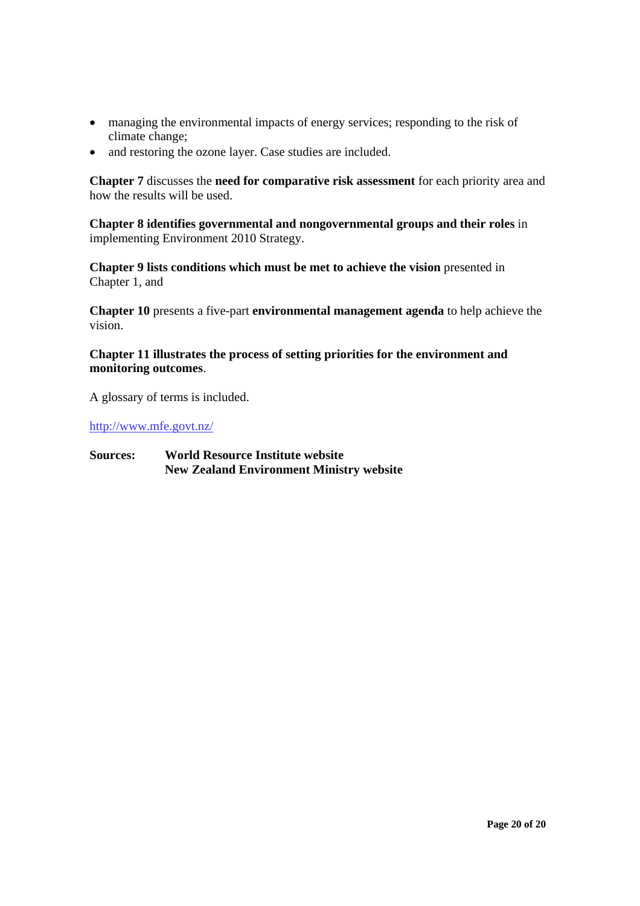- managing the environmental impacts of energy services; responding to the risk of climate change;
- and restoring the ozone layer. Case studies are included.

**Chapter 7** discusses the **need for comparative risk assessment** for each priority area and how the results will be used.

**Chapter 8 identifies governmental and nongovernmental groups and their roles** in implementing Environment 2010 Strategy.

**Chapter 9 lists conditions which must be met to achieve the vision** presented in Chapter 1, and

**Chapter 10** presents a five-part **environmental management agenda** to help achieve the vision.

**Chapter 11 illustrates the process of setting priorities for the environment and monitoring outcomes**.

A glossary of terms is included.

http://www.mfe.govt.nz/

**Sources:** **World Resource Institute website**
**New Zealand Environment Ministry website**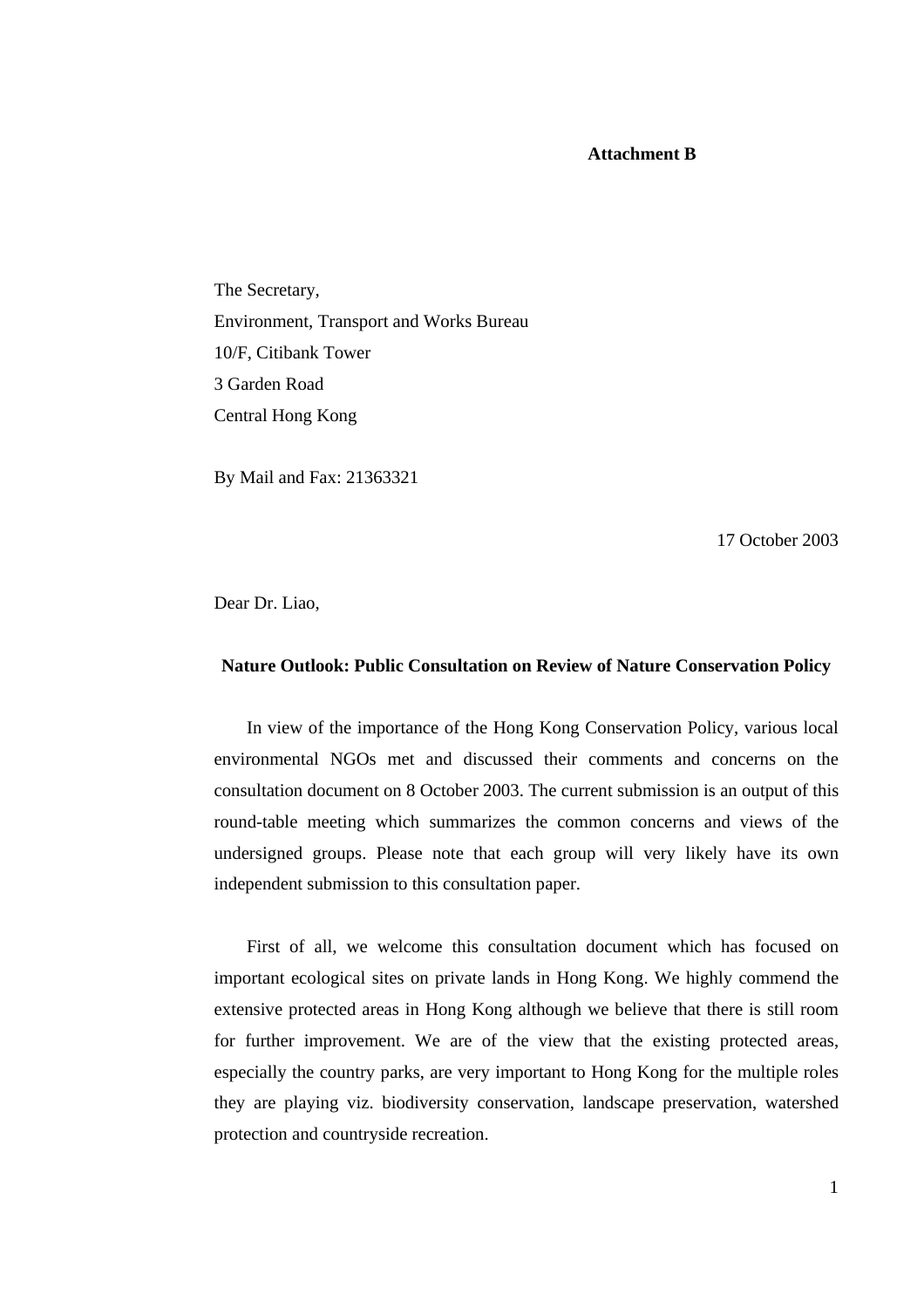**Attachment B**

The Secretary,
Environment, Transport and Works Bureau
10/F, Citibank Tower
3 Garden Road
Central Hong Kong

By Mail and Fax: 21363321

17 October 2003

Dear Dr. Liao,

**Nature Outlook: Public Consultation on Review of Nature Conservation Policy**

In view of the importance of the Hong Kong Conservation Policy, various local environmental NGOs met and discussed their comments and concerns on the consultation document on 8 October 2003. The current submission is an output of this round-table meeting which summarizes the common concerns and views of the undersigned groups. Please note that each group will very likely have its own independent submission to this consultation paper.

First of all, we welcome this consultation document which has focused on important ecological sites on private lands in Hong Kong. We highly commend the extensive protected areas in Hong Kong although we believe that there is still room for further improvement. We are of the view that the existing protected areas, especially the country parks, are very important to Hong Kong for the multiple roles they are playing viz. biodiversity conservation, landscape preservation, watershed protection and countryside recreation.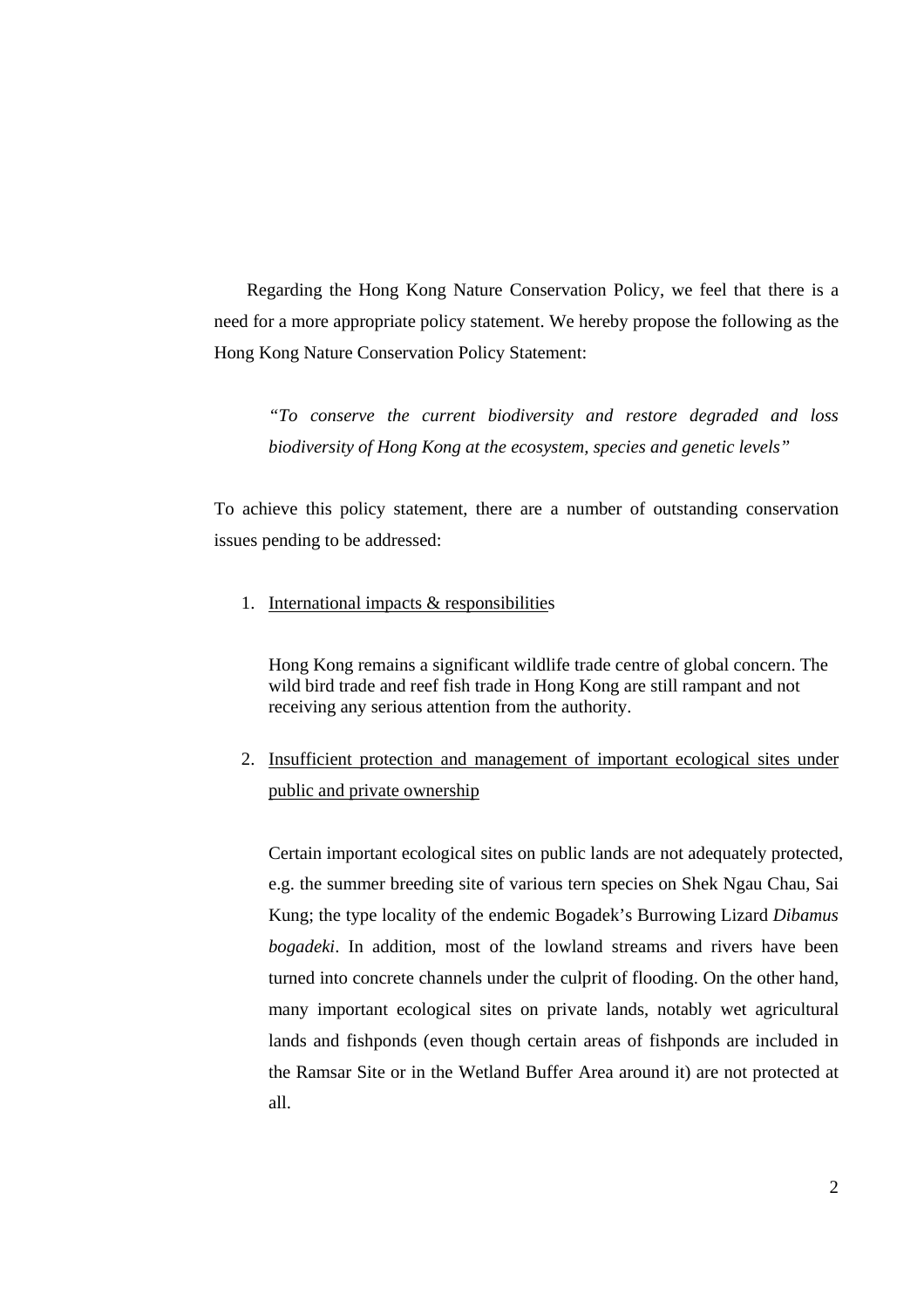Regarding the Hong Kong Nature Conservation Policy, we feel that there is a need for a more appropriate policy statement. We hereby propose the following as the Hong Kong Nature Conservation Policy Statement:

> *"To conserve the current biodiversity and restore degraded and loss biodiversity of Hong Kong at the ecosystem, species and genetic levels"*

To achieve this policy statement, there are a number of outstanding conservation issues pending to be addressed:

1. International impacts & responsibilities

   Hong Kong remains a significant wildlife trade centre of global concern. The wild bird trade and reef fish trade in Hong Kong are still rampant and not receiving any serious attention from the authority.

2. Insufficient protection and management of important ecological sites under public and private ownership

   Certain important ecological sites on public lands are not adequately protected, e.g. the summer breeding site of various tern species on Shek Ngau Chau, Sai Kung; the type locality of the endemic Bogadek's Burrowing Lizard *Dibamus bogadeki*. In addition, most of the lowland streams and rivers have been turned into concrete channels under the culprit of flooding. On the other hand, many important ecological sites on private lands, notably wet agricultural lands and fishponds (even though certain areas of fishponds are included in the Ramsar Site or in the Wetland Buffer Area around it) are not protected at all.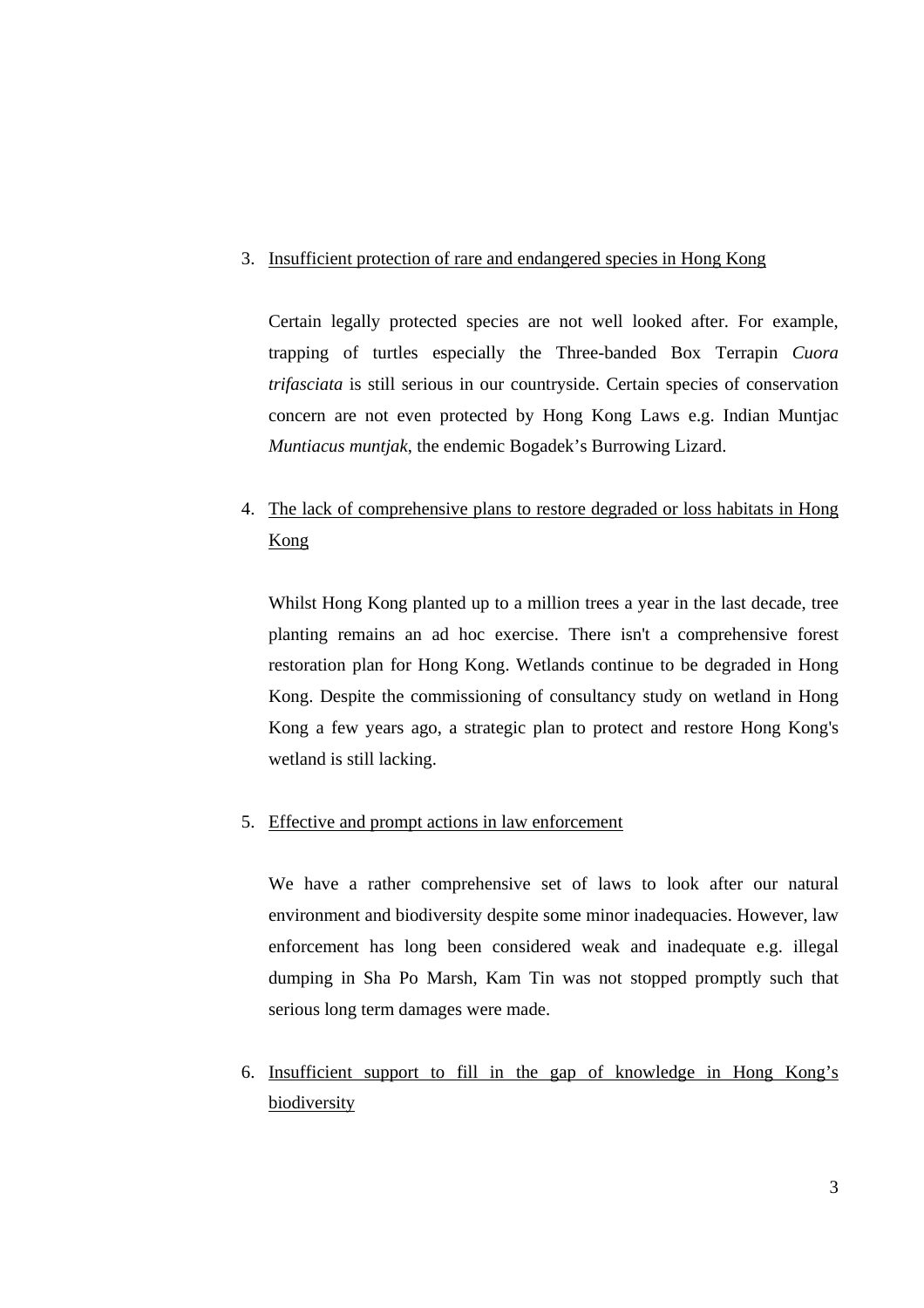3. Insufficient protection of rare and endangered species in Hong Kong

   Certain legally protected species are not well looked after. For example, trapping of turtles especially the Three-banded Box Terrapin *Cuora trifasciata* is still serious in our countryside. Certain species of conservation concern are not even protected by Hong Kong Laws e.g. Indian Muntjac *Muntiacus muntjak*, the endemic Bogadek's Burrowing Lizard.

4. The lack of comprehensive plans to restore degraded or loss habitats in Hong Kong

   Whilst Hong Kong planted up to a million trees a year in the last decade, tree planting remains an ad hoc exercise. There isn't a comprehensive forest restoration plan for Hong Kong. Wetlands continue to be degraded in Hong Kong. Despite the commissioning of consultancy study on wetland in Hong Kong a few years ago, a strategic plan to protect and restore Hong Kong's wetland is still lacking.

5. Effective and prompt actions in law enforcement

   We have a rather comprehensive set of laws to look after our natural environment and biodiversity despite some minor inadequacies. However, law enforcement has long been considered weak and inadequate e.g. illegal dumping in Sha Po Marsh, Kam Tin was not stopped promptly such that serious long term damages were made.

6. Insufficient support to fill in the gap of knowledge in Hong Kong's biodiversity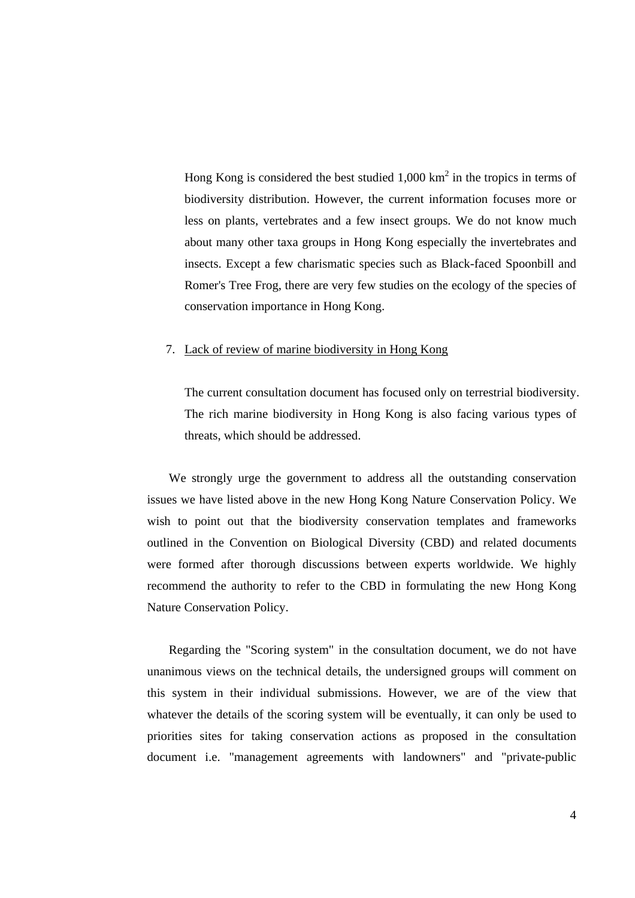Hong Kong is considered the best studied 1,000 $km^2$ in the tropics in terms of biodiversity distribution. However, the current information focuses more or less on plants, vertebrates and a few insect groups. We do not know much about many other taxa groups in Hong Kong especially the invertebrates and insects. Except a few charismatic species such as Black-faced Spoonbill and Romer's Tree Frog, there are very few studies on the ecology of the species of conservation importance in Hong Kong.

7. Lack of review of marine biodiversity in Hong Kong

   The current consultation document has focused only on terrestrial biodiversity. The rich marine biodiversity in Hong Kong is also facing various types of threats, which should be addressed.

We strongly urge the government to address all the outstanding conservation issues we have listed above in the new Hong Kong Nature Conservation Policy. We wish to point out that the biodiversity conservation templates and frameworks outlined in the Convention on Biological Diversity (CBD) and related documents were formed after thorough discussions between experts worldwide. We highly recommend the authority to refer to the CBD in formulating the new Hong Kong Nature Conservation Policy.

Regarding the "Scoring system" in the consultation document, we do not have unanimous views on the technical details, the undersigned groups will comment on this system in their individual submissions. However, we are of the view that whatever the details of the scoring system will be eventually, it can only be used to priorities sites for taking conservation actions as proposed in the consultation document i.e. "management agreements with landowners" and "private-public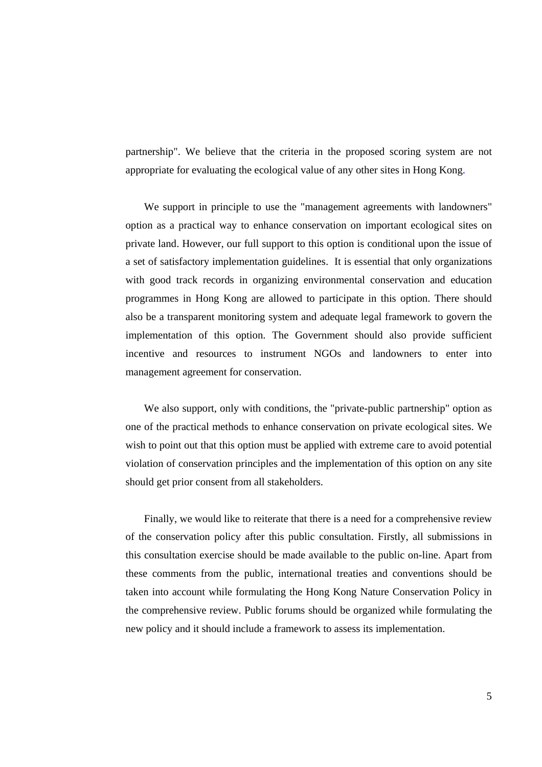partnership". We believe that the criteria in the proposed scoring system are not appropriate for evaluating the ecological value of any other sites in Hong Kong.

We support in principle to use the "management agreements with landowners" option as a practical way to enhance conservation on important ecological sites on private land. However, our full support to this option is conditional upon the issue of a set of satisfactory implementation guidelines. It is essential that only organizations with good track records in organizing environmental conservation and education programmes in Hong Kong are allowed to participate in this option. There should also be a transparent monitoring system and adequate legal framework to govern the implementation of this option. The Government should also provide sufficient incentive and resources to instrument NGOs and landowners to enter into management agreement for conservation.

We also support, only with conditions, the "private-public partnership" option as one of the practical methods to enhance conservation on private ecological sites. We wish to point out that this option must be applied with extreme care to avoid potential violation of conservation principles and the implementation of this option on any site should get prior consent from all stakeholders.

Finally, we would like to reiterate that there is a need for a comprehensive review of the conservation policy after this public consultation. Firstly, all submissions in this consultation exercise should be made available to the public on-line. Apart from these comments from the public, international treaties and conventions should be taken into account while formulating the Hong Kong Nature Conservation Policy in the comprehensive review. Public forums should be organized while formulating the new policy and it should include a framework to assess its implementation.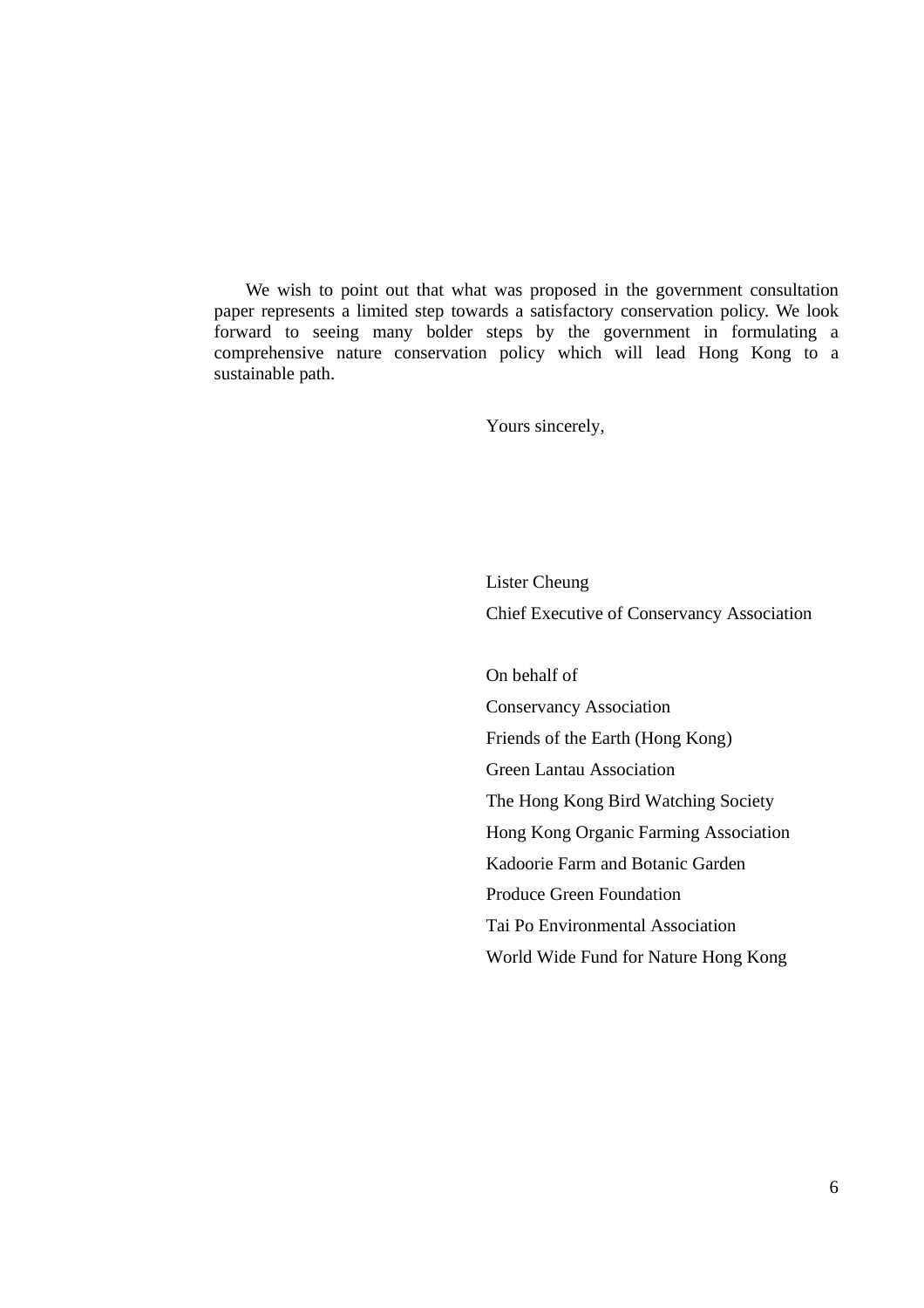We wish to point out that what was proposed in the government consultation paper represents a limited step towards a satisfactory conservation policy. We look forward to seeing many bolder steps by the government in formulating a comprehensive nature conservation policy which will lead Hong Kong to a sustainable path.

Yours sincerely,

Lister Cheung

Chief Executive of Conservancy Association

On behalf of

Conservancy Association

Friends of the Earth (Hong Kong)

Green Lantau Association

The Hong Kong Bird Watching Society

Hong Kong Organic Farming Association

Kadoorie Farm and Botanic Garden

Produce Green Foundation

Tai Po Environmental Association

World Wide Fund for Nature Hong Kong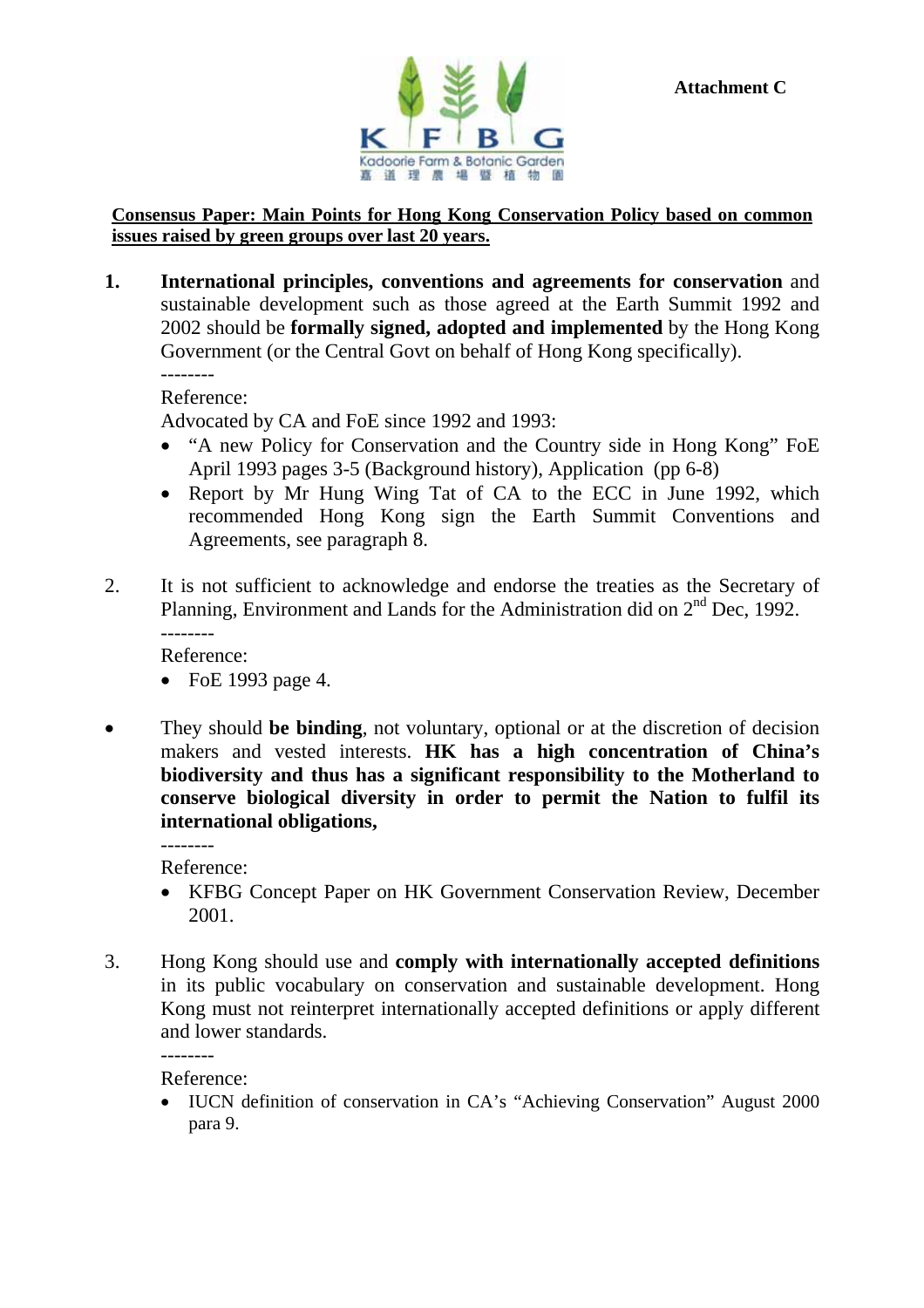Attachment C

Kadoorie Farm & Botanic Garden
嘉道理農場暨植物園

**Consensus Paper: Main Points for Hong Kong Conservation Policy based on common issues raised by green groups over last 20 years.**

1. **International principles, conventions and agreements for conservation** and sustainable development such as those agreed at the Earth Summit 1992 and 2002 should be **formally signed, adopted and implemented** by the Hong Kong Government (or the Central Govt on behalf of Hong Kong specifically).

   --------

   Reference:

   Advocated by CA and FoE since 1992 and 1993:

   - "A new Policy for Conservation and the Country side in Hong Kong" FoE April 1993 pages 3-5 (Background history), Application (pp 6-8)
   - Report by Mr Hung Wing Tat of CA to the ECC in June 1992, which recommended Hong Kong sign the Earth Summit Conventions and Agreements, see paragraph 8.

2. It is not sufficient to acknowledge and endorse the treaties as the Secretary of Planning, Environment and Lands for the Administration did on 2nd Dec, 1992.

   --------

   Reference:

   - FoE 1993 page 4.

- They should **be binding**, not voluntary, optional or at the discretion of decision makers and vested interests. **HK has a high concentration of China's biodiversity and thus has a significant responsibility to the Motherland to conserve biological diversity in order to permit the Nation to fulfil its international obligations,**

  --------

  Reference:

  - KFBG Concept Paper on HK Government Conservation Review, December 2001.

3. Hong Kong should use and **comply with internationally accepted definitions** in its public vocabulary on conservation and sustainable development. Hong Kong must not reinterpret internationally accepted definitions or apply different and lower standards.

   --------

   Reference:

   - IUCN definition of conservation in CA's "Achieving Conservation" August 2000 para 9.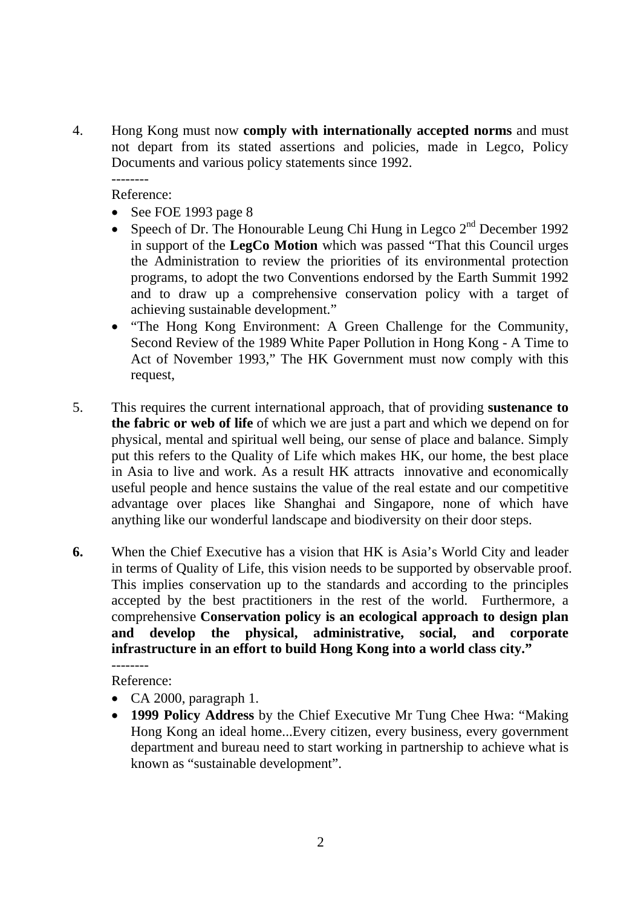4. Hong Kong must now **comply with internationally accepted norms** and must not depart from its stated assertions and policies, made in Legco, Policy Documents and various policy statements since 1992.

   --------

   Reference:

   - See FOE 1993 page 8
   - Speech of Dr. The Honourable Leung Chi Hung in Legco 2nd December 1992 in support of the **LegCo Motion** which was passed "That this Council urges the Administration to review the priorities of its environmental protection programs, to adopt the two Conventions endorsed by the Earth Summit 1992 and to draw up a comprehensive conservation policy with a target of achieving sustainable development."
   - "The Hong Kong Environment: A Green Challenge for the Community, Second Review of the 1989 White Paper Pollution in Hong Kong - A Time to Act of November 1993," The HK Government must now comply with this request,

5. This requires the current international approach, that of providing **sustenance to the fabric or web of life** of which we are just a part and which we depend on for physical, mental and spiritual well being, our sense of place and balance. Simply put this refers to the Quality of Life which makes HK, our home, the best place in Asia to live and work. As a result HK attracts innovative and economically useful people and hence sustains the value of the real estate and our competitive advantage over places like Shanghai and Singapore, none of which have anything like our wonderful landscape and biodiversity on their door steps.

**6.** When the Chief Executive has a vision that HK is Asia's World City and leader in terms of Quality of Life, this vision needs to be supported by observable proof. This implies conservation up to the standards and according to the principles accepted by the best practitioners in the rest of the world. Furthermore, a comprehensive **Conservation policy is an ecological approach to design plan and develop the physical, administrative, social, and corporate infrastructure in an effort to build Hong Kong into a world class city."**

   --------

   Reference:

   - CA 2000, paragraph 1.
   - **1999 Policy Address** by the Chief Executive Mr Tung Chee Hwa: "Making Hong Kong an ideal home...Every citizen, every business, every government department and bureau need to start working in partnership to achieve what is known as "sustainable development".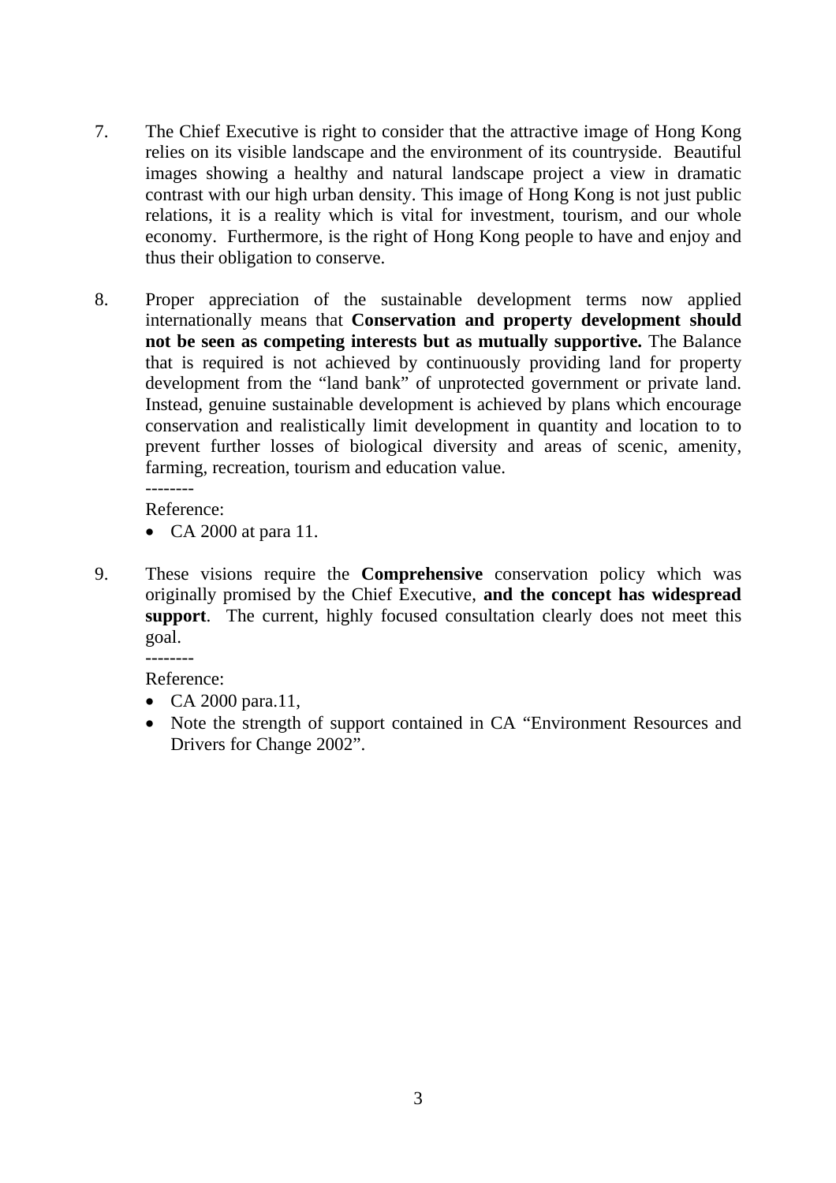7. The Chief Executive is right to consider that the attractive image of Hong Kong relies on its visible landscape and the environment of its countryside. Beautiful images showing a healthy and natural landscape project a view in dramatic contrast with our high urban density. This image of Hong Kong is not just public relations, it is a reality which is vital for investment, tourism, and our whole economy. Furthermore, is the right of Hong Kong people to have and enjoy and thus their obligation to conserve.

8. Proper appreciation of the sustainable development terms now applied internationally means that **Conservation and property development should not be seen as competing interests but as mutually supportive.** The Balance that is required is not achieved by continuously providing land for property development from the "land bank" of unprotected government or private land. Instead, genuine sustainable development is achieved by plans which encourage conservation and realistically limit development in quantity and location to to prevent further losses of biological diversity and areas of scenic, amenity, farming, recreation, tourism and education value.

   --------

   Reference:

   - CA 2000 at para 11.

9. These visions require the **Comprehensive** conservation policy which was originally promised by the Chief Executive, **and the concept has widespread support**. The current, highly focused consultation clearly does not meet this goal.

   --------

   Reference:

   - CA 2000 para.11,
   - Note the strength of support contained in CA "Environment Resources and Drivers for Change 2002".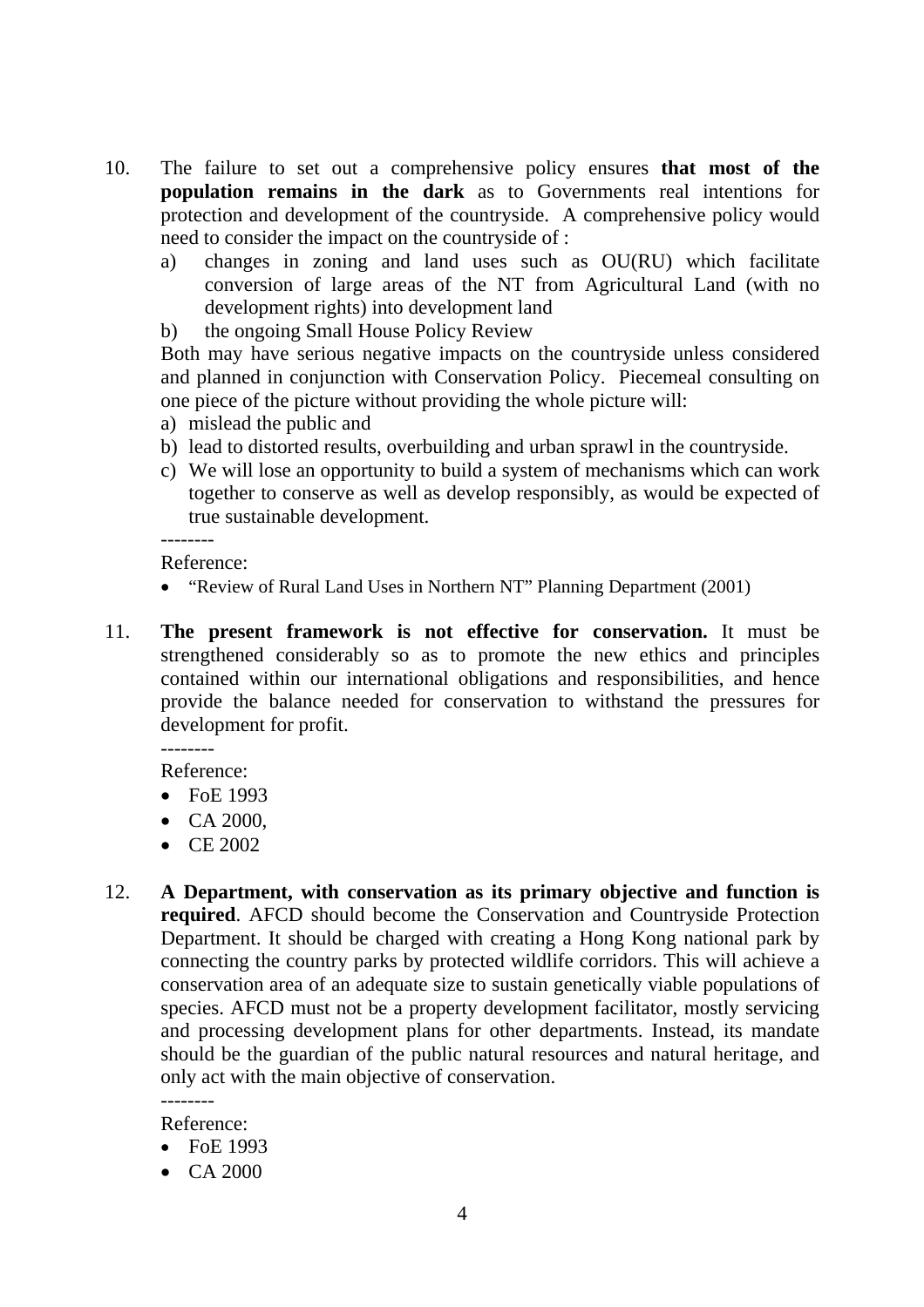10. The failure to set out a comprehensive policy ensures **that most of the population remains in the dark** as to Governments real intentions for protection and development of the countryside. A comprehensive policy would need to consider the impact on the countryside of :

    a) changes in zoning and land uses such as OU(RU) which facilitate conversion of large areas of the NT from Agricultural Land (with no development rights) into development land
    b) the ongoing Small House Policy Review

    Both may have serious negative impacts on the countryside unless considered and planned in conjunction with Conservation Policy. Piecemeal consulting on one piece of the picture without providing the whole picture will:

    a) mislead the public and
    b) lead to distorted results, overbuilding and urban sprawl in the countryside.
    c) We will lose an opportunity to build a system of mechanisms which can work together to conserve as well as develop responsibly, as would be expected of true sustainable development.

    --------

    Reference:

    - "Review of Rural Land Uses in Northern NT" Planning Department (2001)

11. **The present framework is not effective for conservation.** It must be strengthened considerably so as to promote the new ethics and principles contained within our international obligations and responsibilities, and hence provide the balance needed for conservation to withstand the pressures for development for profit.

    --------

    Reference:

    - FoE 1993
    - CA 2000,
    - CE 2002

12. **A Department, with conservation as its primary objective and function is required**. AFCD should become the Conservation and Countryside Protection Department. It should be charged with creating a Hong Kong national park by connecting the country parks by protected wildlife corridors. This will achieve a conservation area of an adequate size to sustain genetically viable populations of species. AFCD must not be a property development facilitator, mostly servicing and processing development plans for other departments. Instead, its mandate should be the guardian of the public natural resources and natural heritage, and only act with the main objective of conservation.

    --------

    Reference:

    - FoE 1993
    - CA 2000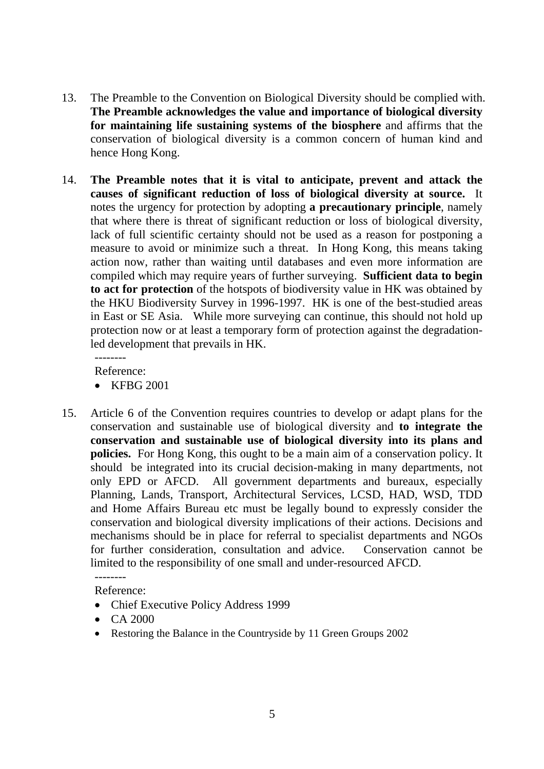13. The Preamble to the Convention on Biological Diversity should be complied with. **The Preamble acknowledges the value and importance of biological diversity for maintaining life sustaining systems of the biosphere** and affirms that the conservation of biological diversity is a common concern of human kind and hence Hong Kong.

14. **The Preamble notes that it is vital to anticipate, prevent and attack the causes of significant reduction of loss of biological diversity at source.** It notes the urgency for protection by adopting **a precautionary principle**, namely that where there is threat of significant reduction or loss of biological diversity, lack of full scientific certainty should not be used as a reason for postponing a measure to avoid or minimize such a threat. In Hong Kong, this means taking action now, rather than waiting until databases and even more information are compiled which may require years of further surveying. **Sufficient data to begin to act for protection** of the hotspots of biodiversity value in HK was obtained by the HKU Biodiversity Survey in 1996-1997. HK is one of the best-studied areas in East or SE Asia. While more surveying can continue, this should not hold up protection now or at least a temporary form of protection against the degradation-led development that prevails in HK.

    --------
    Reference:
    - KFBG 2001

15. Article 6 of the Convention requires countries to develop or adapt plans for the conservation and sustainable use of biological diversity and **to integrate the conservation and sustainable use of biological diversity into its plans and policies.** For Hong Kong, this ought to be a main aim of a conservation policy. It should be integrated into its crucial decision-making in many departments, not only EPD or AFCD. All government departments and bureaux, especially Planning, Lands, Transport, Architectural Services, LCSD, HAD, WSD, TDD and Home Affairs Bureau etc must be legally bound to expressly consider the conservation and biological diversity implications of their actions. Decisions and mechanisms should be in place for referral to specialist departments and NGOs for further consideration, consultation and advice. Conservation cannot be limited to the responsibility of one small and under-resourced AFCD.

    --------
    Reference:
    - Chief Executive Policy Address 1999
    - CA 2000
    - Restoring the Balance in the Countryside by 11 Green Groups 2002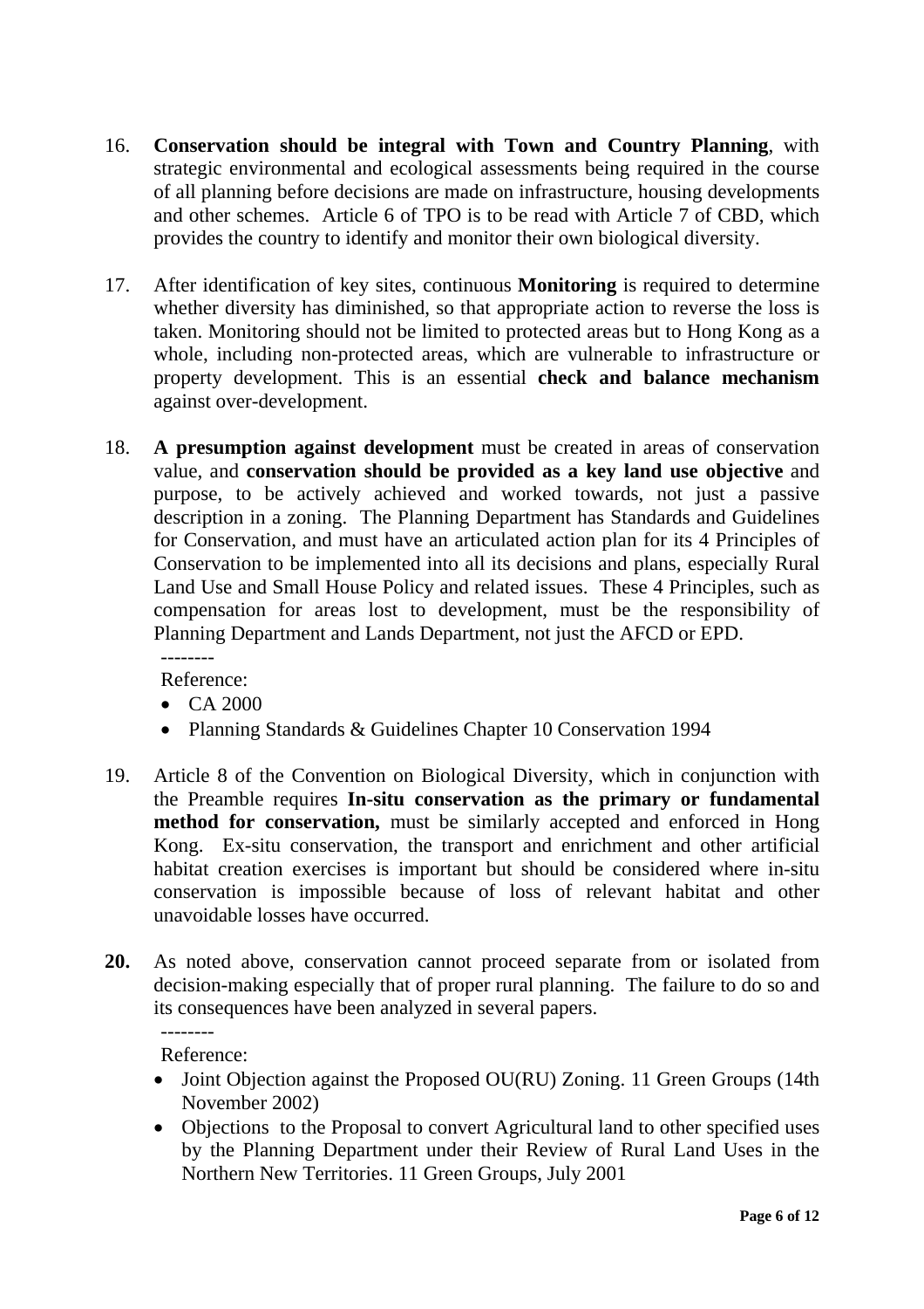16. **Conservation should be integral with Town and Country Planning**, with strategic environmental and ecological assessments being required in the course of all planning before decisions are made on infrastructure, housing developments and other schemes. Article 6 of TPO is to be read with Article 7 of CBD, which provides the country to identify and monitor their own biological diversity.

17. After identification of key sites, continuous **Monitoring** is required to determine whether diversity has diminished, so that appropriate action to reverse the loss is taken. Monitoring should not be limited to protected areas but to Hong Kong as a whole, including non-protected areas, which are vulnerable to infrastructure or property development. This is an essential **check and balance mechanism** against over-development.

18. **A presumption against development** must be created in areas of conservation value, and **conservation should be provided as a key land use objective** and purpose, to be actively achieved and worked towards, not just a passive description in a zoning. The Planning Department has Standards and Guidelines for Conservation, and must have an articulated action plan for its 4 Principles of Conservation to be implemented into all its decisions and plans, especially Rural Land Use and Small House Policy and related issues. These 4 Principles, such as compensation for areas lost to development, must be the responsibility of Planning Department and Lands Department, not just the AFCD or EPD.

    --------
    Reference:
    - CA 2000
    - Planning Standards & Guidelines Chapter 10 Conservation 1994

19. Article 8 of the Convention on Biological Diversity, which in conjunction with the Preamble requires **In-situ conservation as the primary or fundamental method for conservation,** must be similarly accepted and enforced in Hong Kong. Ex-situ conservation, the transport and enrichment and other artificial habitat creation exercises is important but should be considered where in-situ conservation is impossible because of loss of relevant habitat and other unavoidable losses have occurred.

**20.** As noted above, conservation cannot proceed separate from or isolated from decision-making especially that of proper rural planning. The failure to do so and its consequences have been analyzed in several papers.

    --------
    Reference:
    - Joint Objection against the Proposed OU(RU) Zoning. 11 Green Groups (14th November 2002)
    - Objections to the Proposal to convert Agricultural land to other specified uses by the Planning Department under their Review of Rural Land Uses in the Northern New Territories. 11 Green Groups, July 2001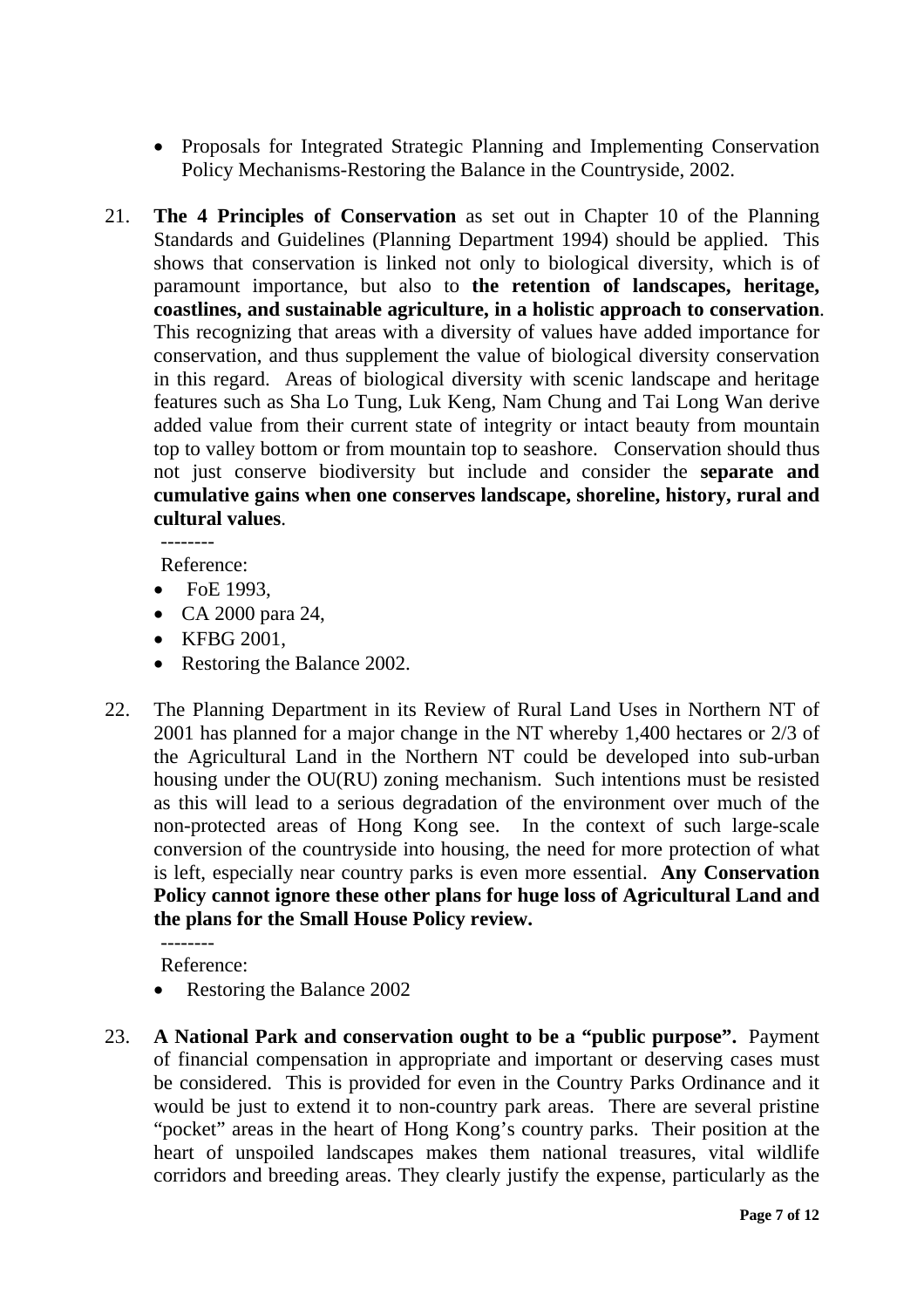- Proposals for Integrated Strategic Planning and Implementing Conservation Policy Mechanisms-Restoring the Balance in the Countryside, 2002.

21. **The 4 Principles of Conservation** as set out in Chapter 10 of the Planning Standards and Guidelines (Planning Department 1994) should be applied. This shows that conservation is linked not only to biological diversity, which is of paramount importance, but also to **the retention of landscapes, heritage, coastlines, and sustainable agriculture, in a holistic approach to conservation**. This recognizing that areas with a diversity of values have added importance for conservation, and thus supplement the value of biological diversity conservation in this regard. Areas of biological diversity with scenic landscape and heritage features such as Sha Lo Tung, Luk Keng, Nam Chung and Tai Long Wan derive added value from their current state of integrity or intact beauty from mountain top to valley bottom or from mountain top to seashore. Conservation should thus not just conserve biodiversity but include and consider the **separate and cumulative gains when one conserves landscape, shoreline, history, rural and cultural values**.

    --------

    Reference:

    - FoE 1993,
    - CA 2000 para 24,
    - KFBG 2001,
    - Restoring the Balance 2002.

22. The Planning Department in its Review of Rural Land Uses in Northern NT of 2001 has planned for a major change in the NT whereby 1,400 hectares or 2/3 of the Agricultural Land in the Northern NT could be developed into sub-urban housing under the OU(RU) zoning mechanism. Such intentions must be resisted as this will lead to a serious degradation of the environment over much of the non-protected areas of Hong Kong see. In the context of such large-scale conversion of the countryside into housing, the need for more protection of what is left, especially near country parks is even more essential. **Any Conservation Policy cannot ignore these other plans for huge loss of Agricultural Land and the plans for the Small House Policy review.**

    --------

    Reference:

    - Restoring the Balance 2002

23. **A National Park and conservation ought to be a "public purpose".** Payment of financial compensation in appropriate and important or deserving cases must be considered. This is provided for even in the Country Parks Ordinance and it would be just to extend it to non-country park areas. There are several pristine "pocket" areas in the heart of Hong Kong's country parks. Their position at the heart of unspoiled landscapes makes them national treasures, vital wildlife corridors and breeding areas. They clearly justify the expense, particularly as the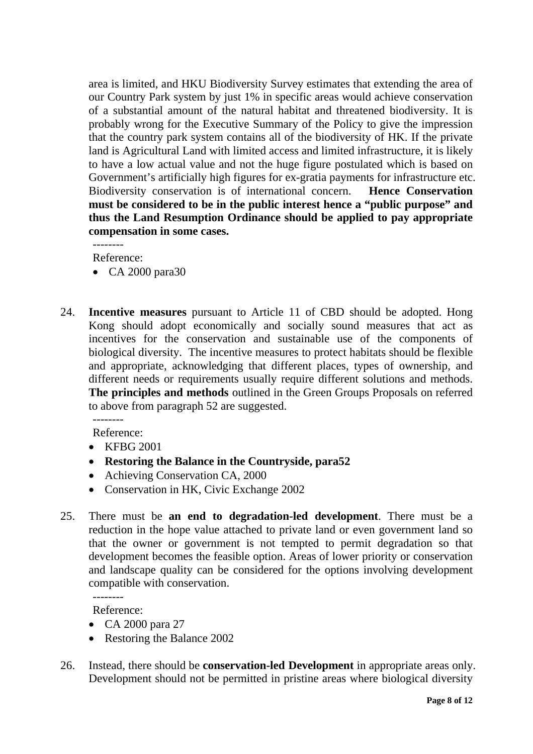area is limited, and HKU Biodiversity Survey estimates that extending the area of our Country Park system by just 1% in specific areas would achieve conservation of a substantial amount of the natural habitat and threatened biodiversity. It is probably wrong for the Executive Summary of the Policy to give the impression that the country park system contains all of the biodiversity of HK. If the private land is Agricultural Land with limited access and limited infrastructure, it is likely to have a low actual value and not the huge figure postulated which is based on Government's artificially high figures for ex-gratia payments for infrastructure etc. Biodiversity conservation is of international concern. **Hence Conservation must be considered to be in the public interest hence a "public purpose" and thus the Land Resumption Ordinance should be applied to pay appropriate compensation in some cases.**

--------

Reference:

- CA 2000 para30

24. **Incentive measures** pursuant to Article 11 of CBD should be adopted. Hong Kong should adopt economically and socially sound measures that act as incentives for the conservation and sustainable use of the components of biological diversity. The incentive measures to protect habitats should be flexible and appropriate, acknowledging that different places, types of ownership, and different needs or requirements usually require different solutions and methods. **The principles and methods** outlined in the Green Groups Proposals on referred to above from paragraph 52 are suggested.

    --------

    Reference:

    - KFBG 2001
    - **Restoring the Balance in the Countryside, para52**
    - Achieving Conservation CA, 2000
    - Conservation in HK, Civic Exchange 2002

25. There must be **an end to degradation-led development**. There must be a reduction in the hope value attached to private land or even government land so that the owner or government is not tempted to permit degradation so that development becomes the feasible option. Areas of lower priority or conservation and landscape quality can be considered for the options involving development compatible with conservation.

    --------

    Reference:

    - CA 2000 para 27
    - Restoring the Balance 2002

26. Instead, there should be **conservation-led Development** in appropriate areas only. Development should not be permitted in pristine areas where biological diversity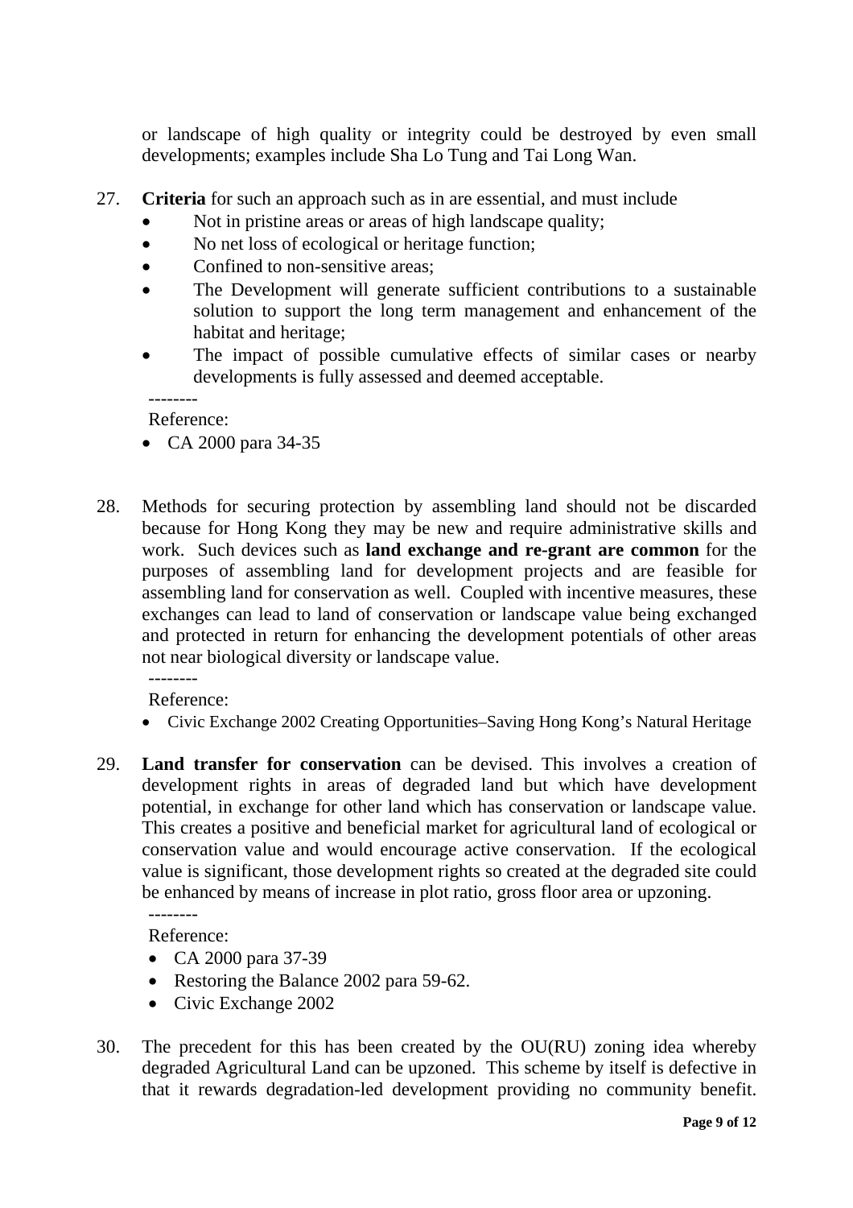or landscape of high quality or integrity could be destroyed by even small developments; examples include Sha Lo Tung and Tai Long Wan.

27. **Criteria** for such an approach such as in are essential, and must include
    - Not in pristine areas or areas of high landscape quality;
    - No net loss of ecological or heritage function;
    - Confined to non-sensitive areas;
    - The Development will generate sufficient contributions to a sustainable solution to support the long term management and enhancement of the habitat and heritage;
    - The impact of possible cumulative effects of similar cases or nearby developments is fully assessed and deemed acceptable.

    --------
    Reference:
    - CA 2000 para 34-35

28. Methods for securing protection by assembling land should not be discarded because for Hong Kong they may be new and require administrative skills and work. Such devices such as **land exchange and re-grant are common** for the purposes of assembling land for development projects and are feasible for assembling land for conservation as well. Coupled with incentive measures, these exchanges can lead to land of conservation or landscape value being exchanged and protected in return for enhancing the development potentials of other areas not near biological diversity or landscape value.

    --------
    Reference:
    - Civic Exchange 2002 Creating Opportunities–Saving Hong Kong's Natural Heritage

29. **Land transfer for conservation** can be devised. This involves a creation of development rights in areas of degraded land but which have development potential, in exchange for other land which has conservation or landscape value. This creates a positive and beneficial market for agricultural land of ecological or conservation value and would encourage active conservation. If the ecological value is significant, those development rights so created at the degraded site could be enhanced by means of increase in plot ratio, gross floor area or upzoning.

    --------
    Reference:
    - CA 2000 para 37-39
    - Restoring the Balance 2002 para 59-62.
    - Civic Exchange 2002

30. The precedent for this has been created by the OU(RU) zoning idea whereby degraded Agricultural Land can be upzoned. This scheme by itself is defective in that it rewards degradation-led development providing no community benefit.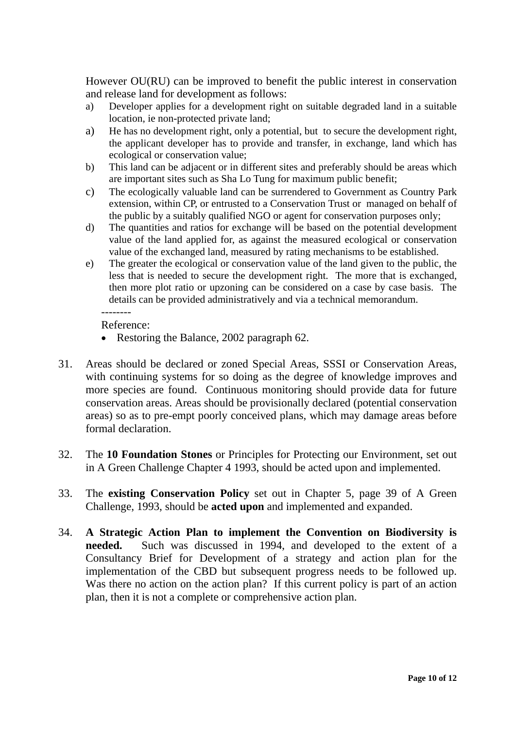However OU(RU) can be improved to benefit the public interest in conservation and release land for development as follows:

a) Developer applies for a development right on suitable degraded land in a suitable location, ie non-protected private land;

a) He has no development right, only a potential, but to secure the development right, the applicant developer has to provide and transfer, in exchange, land which has ecological or conservation value;

b) This land can be adjacent or in different sites and preferably should be areas which are important sites such as Sha Lo Tung for maximum public benefit;

c) The ecologically valuable land can be surrendered to Government as Country Park extension, within CP, or entrusted to a Conservation Trust or managed on behalf of the public by a suitably qualified NGO or agent for conservation purposes only;

d) The quantities and ratios for exchange will be based on the potential development value of the land applied for, as against the measured ecological or conservation value of the exchanged land, measured by rating mechanisms to be established.

e) The greater the ecological or conservation value of the land given to the public, the less that is needed to secure the development right. The more that is exchanged, then more plot ratio or upzoning can be considered on a case by case basis. The details can be provided administratively and via a technical memorandum.

--------

Reference:

- Restoring the Balance, 2002 paragraph 62.

31. Areas should be declared or zoned Special Areas, SSSI or Conservation Areas, with continuing systems for so doing as the degree of knowledge improves and more species are found. Continuous monitoring should provide data for future conservation areas. Areas should be provisionally declared (potential conservation areas) so as to pre-empt poorly conceived plans, which may damage areas before formal declaration.

32. The **10 Foundation Stones** or Principles for Protecting our Environment, set out in A Green Challenge Chapter 4 1993, should be acted upon and implemented.

33. The **existing Conservation Policy** set out in Chapter 5, page 39 of A Green Challenge, 1993, should be **acted upon** and implemented and expanded.

34. **A Strategic Action Plan to implement the Convention on Biodiversity is needed.** Such was discussed in 1994, and developed to the extent of a Consultancy Brief for Development of a strategy and action plan for the implementation of the CBD but subsequent progress needs to be followed up. Was there no action on the action plan? If this current policy is part of an action plan, then it is not a complete or comprehensive action plan.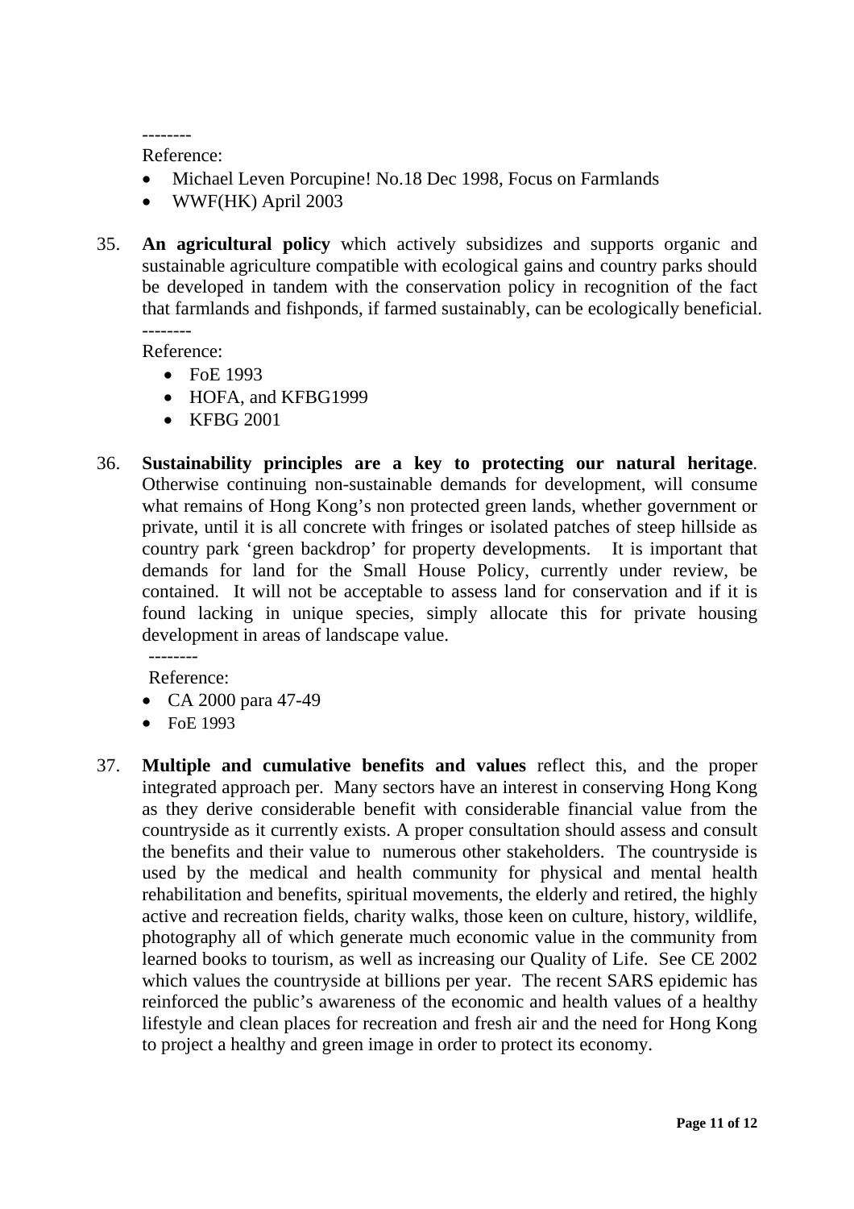--------

Reference:

- Michael Leven Porcupine! No.18 Dec 1998, Focus on Farmlands
- WWF(HK) April 2003

35. **An agricultural policy** which actively subsidizes and supports organic and sustainable agriculture compatible with ecological gains and country parks should be developed in tandem with the conservation policy in recognition of the fact that farmlands and fishponds, if farmed sustainably, can be ecologically beneficial.

--------

Reference:

- FoE 1993
- HOFA, and KFBG1999
- KFBG 2001

36. **Sustainability principles are a key to protecting our natural heritage**. Otherwise continuing non-sustainable demands for development, will consume what remains of Hong Kong's non protected green lands, whether government or private, until it is all concrete with fringes or isolated patches of steep hillside as country park 'green backdrop' for property developments. It is important that demands for land for the Small House Policy, currently under review, be contained. It will not be acceptable to assess land for conservation and if it is found lacking in unique species, simply allocate this for private housing development in areas of landscape value.

--------

Reference:

- CA 2000 para 47-49
- FoE 1993

37. **Multiple and cumulative benefits and values** reflect this, and the proper integrated approach per. Many sectors have an interest in conserving Hong Kong as they derive considerable benefit with considerable financial value from the countryside as it currently exists. A proper consultation should assess and consult the benefits and their value to numerous other stakeholders. The countryside is used by the medical and health community for physical and mental health rehabilitation and benefits, spiritual movements, the elderly and retired, the highly active and recreation fields, charity walks, those keen on culture, history, wildlife, photography all of which generate much economic value in the community from learned books to tourism, as well as increasing our Quality of Life. See CE 2002 which values the countryside at billions per year. The recent SARS epidemic has reinforced the public's awareness of the economic and health values of a healthy lifestyle and clean places for recreation and fresh air and the need for Hong Kong to project a healthy and green image in order to protect its economy.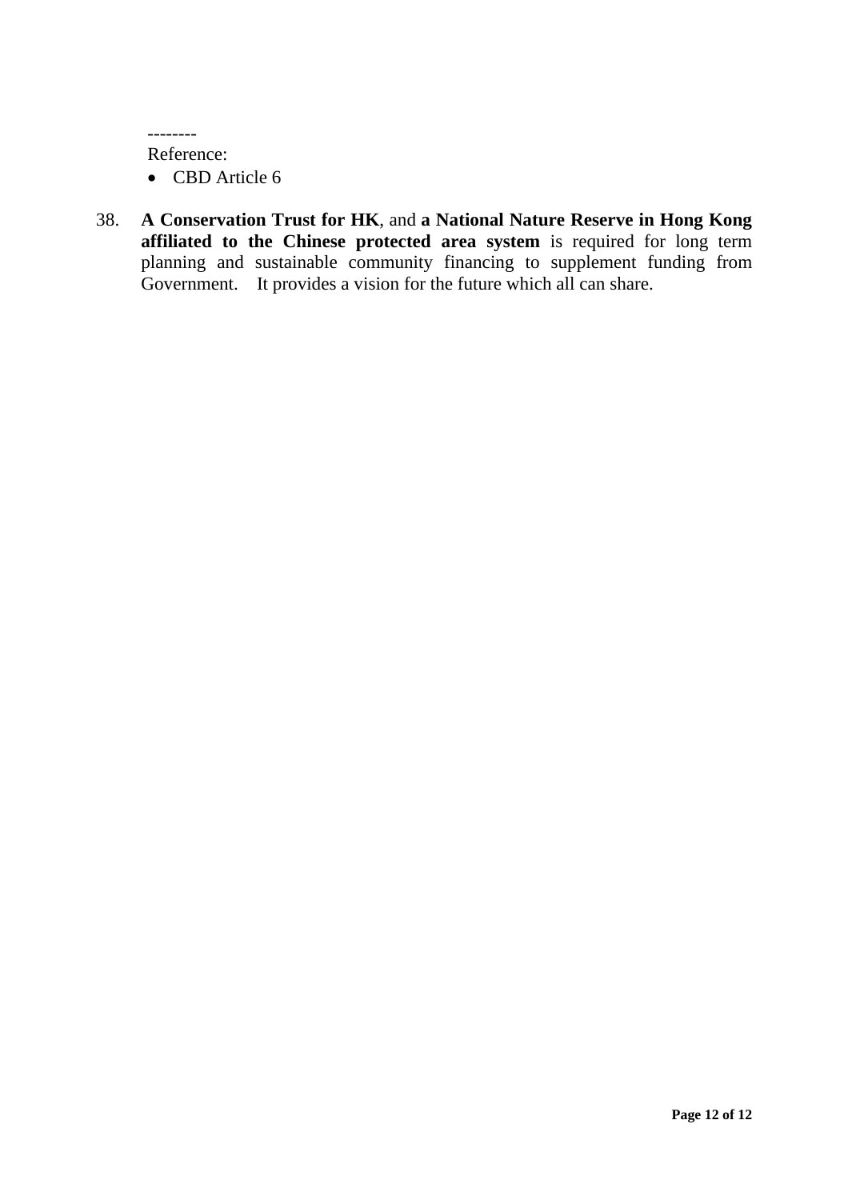--------

Reference:

- CBD Article 6

38. **A Conservation Trust for HK**, and **a National Nature Reserve in Hong Kong affiliated to the Chinese protected area system** is required for long term planning and sustainable community financing to supplement funding from Government. It provides a vision for the future which all can share.